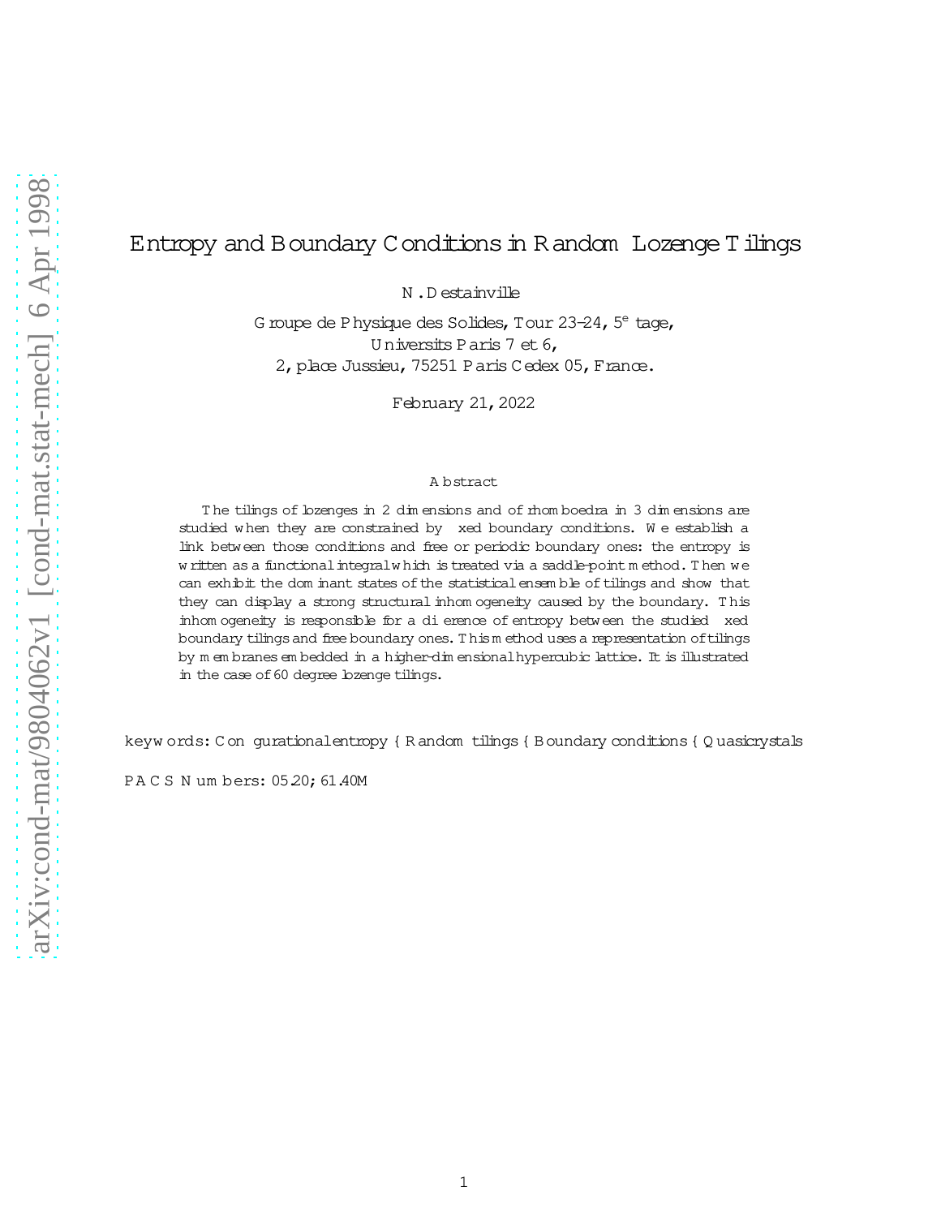# Entropy and Boundary Conditions in Random Lozenge Tilings

N. Destainville

Groupe de Physique des Solides, Tour 23-24, 5$^{e}$ étage,
Universités Paris 7 et 6,
2, place Jussieu, 75251 Paris Cedex 05, France.

February 21, 2022

## Abstract

The tilings of lozenges in 2 dimensions and of rhomboedra in 3 dimensions are studied when they are constrained by fixed boundary conditions. We establish a link between those conditions and free or periodic boundary ones: the entropy is written as a functional integral which is treated via a saddle-point method. Then we can exhibit the dominant states of the statistical ensemble of tilings and show that they can display a strong structural inhomogeneity caused by the boundary. This inhomogeneity is responsible for a difference of entropy between the studied fixed boundary tilings and free boundary ones. This method uses a representation of tilings by membranes embedded in a higher-dimensional hypercubic lattice. It is illustrated in the case of 60 degree lozenge tilings.

keywords: Configurational entropy – Random tilings – Boundary conditions – Quasicrystals

PACS Numbers: 05.20; 61.40M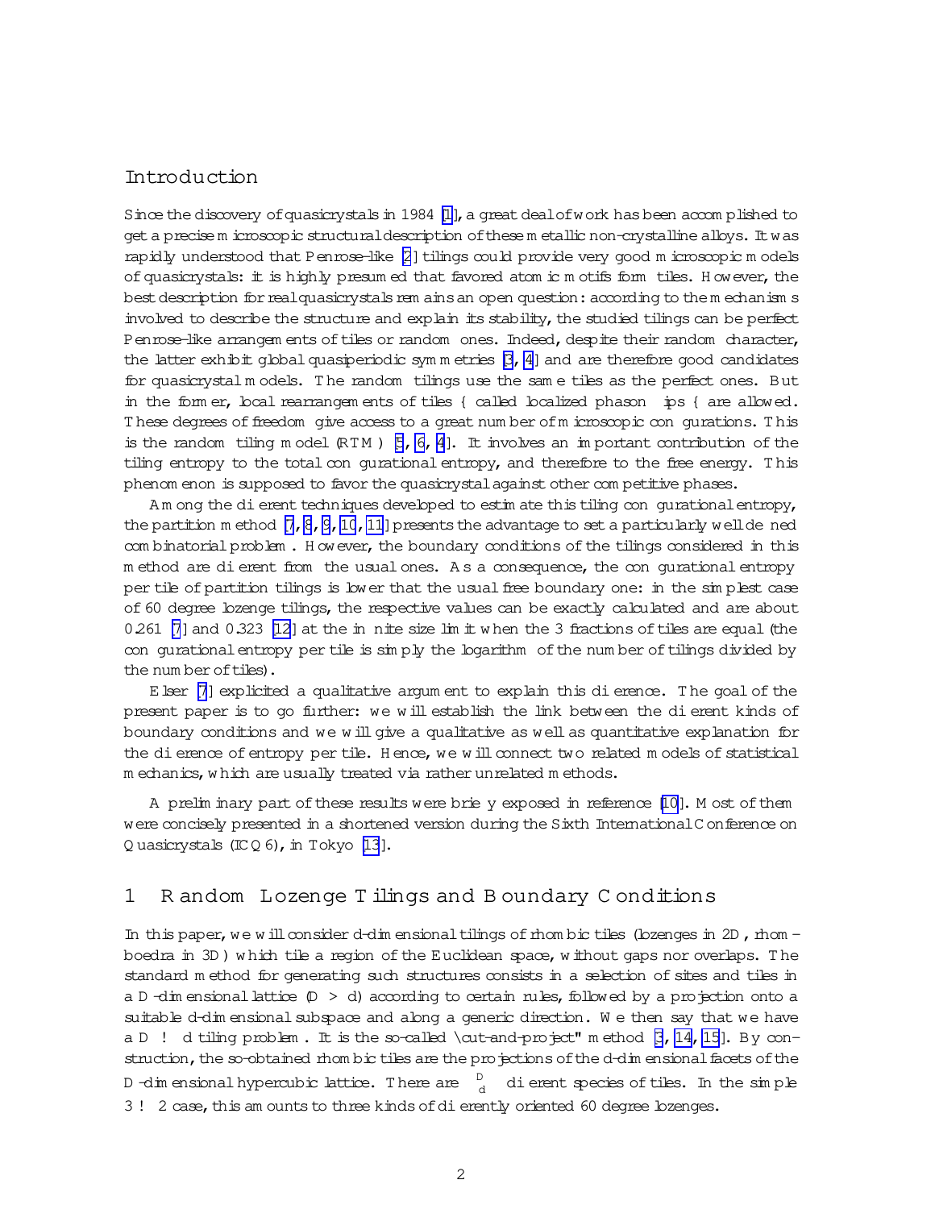## Introduction

Since the discovery of quasicrystals in 1984 [1], a great deal of work has been accomplished to get a precise microscopic structural description of these metallic non-crystalline alloys. It was rapidly understood that Penrose-like [2] tilings could provide very good microscopic models of quasicrystals: it is highly presumed that favored atomic motifs form tiles. However, the best description for real quasicrystals remains an open question: according to the mechanisms involved to describe the structure and explain its stability, the studied tilings can be perfect Penrose-like arrangements of tiles or random ones. Indeed, despite their random character, the latter exhibit global quasiperiodic symmetries [3, 4] and are therefore good candidates for quasicrystal models. The random tilings use the same tiles as the perfect ones. But in the former, local rearrangements of tiles – called localized phason flips – are allowed. These degrees of freedom give access to a great number of microscopic configurations. This is the random tiling model (RTM) [5, 6, 4]. It involves an important contribution of the tiling entropy to the total configurational entropy, and therefore to the free energy. This phenomenon is supposed to favor the quasicrystal against other competitive phases.

Among the different techniques developed to estimate this tiling configurational entropy, the partition method [7, 8, 9, 10, 11] presents the advantage to set a particularly well defined combinatorial problem. However, the boundary conditions of the tilings considered in this method are different from the usual ones. As a consequence, the configurational entropy per tile of partition tilings is lower that the usual free boundary one: in the simplest case of 60 degree lozenge tilings, the respective values can be exactly calculated and are about 0.261 [7] and 0.323 [12] at the infinite size limit when the 3 fractions of tiles are equal (the configurational entropy per tile is simply the logarithm of the number of tilings divided by the number of tiles).

Elser [7] explicited a qualitative argument to explain this difference. The goal of the present paper is to go further: we will establish the link between the different kinds of boundary conditions and we will give a qualitative as well as quantitative explanation for the difference of entropy per tile. Hence, we will connect two related models of statistical mechanics, which are usually treated via rather unrelated methods.

A preliminary part of these results were briefly exposed in reference [10]. Most of them were concisely presented in a shortened version during the Sixth International Conference on Quasicrystals (ICQ6), in Tokyo [13].

## 1 Random Lozenge Tilings and Boundary Conditions

In this paper, we will consider $d$-dimensional tilings of rhombic tiles (lozenges in 2D, rhombohedra in 3D) which tile a region of the Euclidean space, without gaps nor overlaps. The standard method for generating such structures consists in a selection of sites and tiles in a $D$-dimensional lattice ($D > d$) according to certain rules, followed by a projection onto a suitable $d$-dimensional subspace and along a generic direction. We then say that we have a $D \to d$ tiling problem. It is the so-called "cut-and-project" method [3, 14, 15]. By construction, the so-obtained rhombic tiles are the projections of the $d$-dimensional facets of the $D$-dimensional hypercubic lattice. There are $\binom{D}{d}$ different species of tiles. In the simple $3 \to 2$ case, this amounts to three kinds of differently oriented 60 degree lozenges.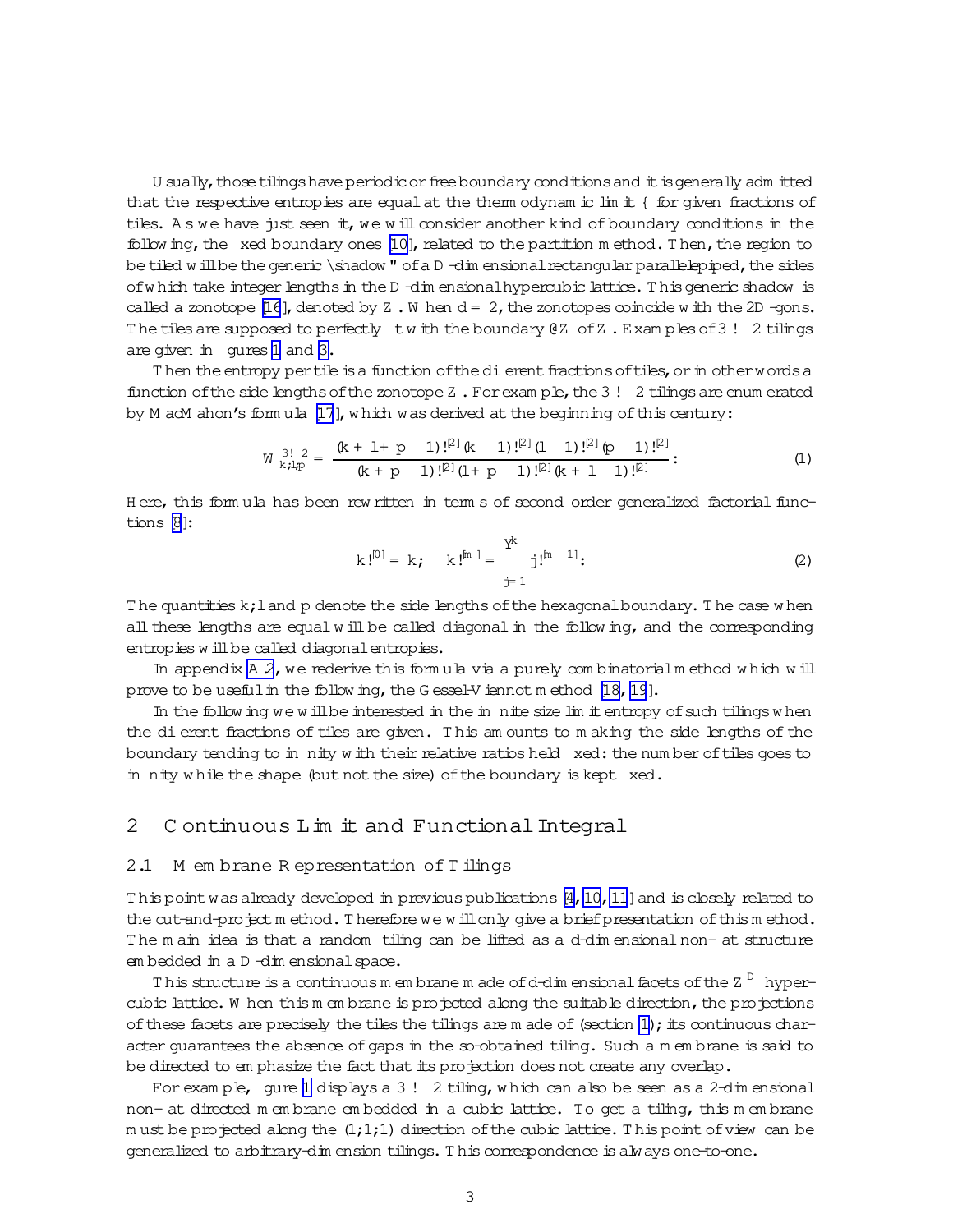Usually, those tilings have periodic or free boundary conditions and it is generally admitted that the respective entropies are equal at the thermodynamic limit – for given fractions of tiles. As we have just seen it, we will consider another kind of boundary conditions in the following, the fixed boundary ones [10], related to the partition method. Then, the region to be tiled will be the generic "shadow" of a $D$-dimensional rectangular parallelepiped, the sides of which take integer lengths in the $D$-dimensional hypercubic lattice. This generic shadow is called a zonotope [16], denoted by $Z$. When $d = 2$, the zonotopes coincide with the 2D-gons. The tiles are supposed to perfectly fit with the boundary $\partial Z$ of $Z$. Examples of $3 \to 2$ tilings are given in figures 1 and 3.

Then the entropy per tile is a function of the different fractions of tiles, or in other words a function of the side lengths of the zonotope $Z$. For example, the $3 \to 2$ tilings are enumerated by MacMahon's formula [17], which was derived at the beginning of this century:

$$W^{3 \to 2}_{k,l,p} = \frac{(k+l+p-1)!^{[2]}(k-1)!^{[2]}(l-1)!^{[2]}(p-1)!^{[2]}}{(k+p-1)!^{[2]}(l+p-1)!^{[2]}(k+l-1)!^{[2]}}. \tag{1}$$

Here, this formula has been rewritten in terms of second order generalized factorial functions [8]:

$$k!^{[0]} = k; \quad k!^{[m]} = \prod_{j=1}^{k} j!^{[m-1]}. \tag{2}$$

The quantities $k, l$ and $p$ denote the side lengths of the hexagonal boundary. The case when all these lengths are equal will be called diagonal in the following, and the corresponding entropies will be called diagonal entropies.

In appendix A.2, we rederive this formula via a purely combinatorial method which will prove to be useful in the following, the Gessel-Viennot method [18, 19].

In the following we will be interested in the infinite size limit entropy of such tilings when the different fractions of tiles are given. This amounts to making the side lengths of the boundary tending to infinity with their relative ratios held fixed: the number of tiles goes to infinity while the shape (but not the size) of the boundary is kept fixed.

## 2 Continuous Limit and Functional Integral

### 2.1 Membrane Representation of Tilings

This point was already developed in previous publications [4, 10, 11] and is closely related to the cut-and-project method. Therefore we will only give a brief presentation of this method. The main idea is that a random tiling can be lifted as a $d$-dimensional non-flat structure embedded in a $D$-dimensional space.

This structure is a continuous membrane made of $d$-dimensional facets of the $\mathbb{Z}^D$ hypercubic lattice. When this membrane is projected along the suitable direction, the projections of these facets are precisely the tiles the tilings are made of (section 1); its continuous character guarantees the absence of gaps in the so-obtained tiling. Such a membrane is said to be directed to emphasize the fact that its projection does not create any overlap.

For example, figure 1 displays a $3 \to 2$ tiling, which can also be seen as a 2-dimensional non-flat directed membrane embedded in a cubic lattice. To get a tiling, this membrane must be projected along the $(1, 1, 1)$ direction of the cubic lattice. This point of view can be generalized to arbitrary-dimension tilings. This correspondence is always one-to-one.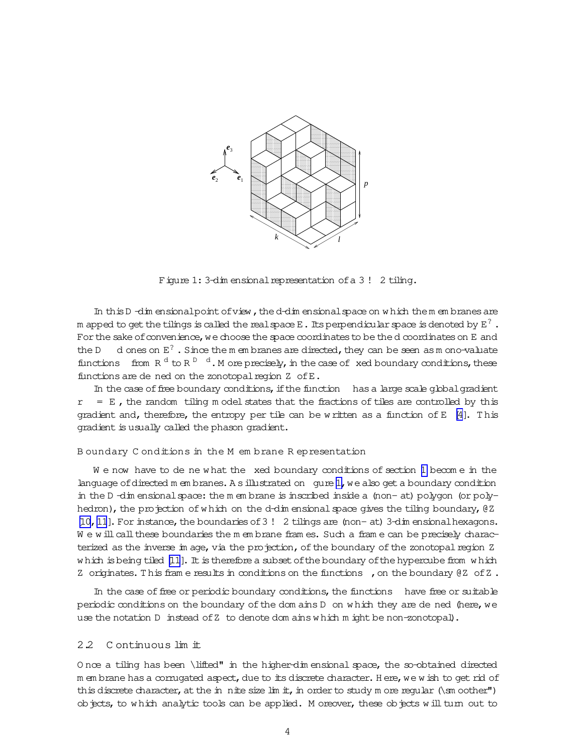Figure 1: 3-dimensional representation of a $3 \to 2$ tiling.

In this $D$-dimensional point of view, the $d$-dimensional space on which the membranes are mapped to get the tilings is called the real space $E$. Its perpendicular space is denoted by $E^{\perp}$. For the sake of convenience, we choose the space coordinates to be the $d$ coordinates on $E$ and the $D-d$ ones on $E^{\perp}$. Since the membranes are directed, they can be seen as mono-valuate functions $\phi$ from $\mathbb{R}^d$ to $\mathbb{R}^{D-d}$. More precisely, in the case of fixed boundary conditions, these functions are defined on the zonotopal region $Z$ of $E$.

In the case of free boundary conditions, if the function $\phi$ has a large scale global gradient $\nabla\phi = E_\phi$, the random tiling model states that the fractions of tiles are controlled by this gradient and, therefore, the entropy per tile can be written as a function of $E_\phi$ [4]. This gradient is usually called the phason gradient.

### Boundary Conditions in the Membrane Representation

We now have to define what the fixed boundary conditions of section 1 become in the language of directed membranes. As illustrated on figure 1, we also get a boundary condition in the $D$-dimensional space: the membrane is inscribed inside a (non-flat) polygon (or polyhedron), the projection of which on the $d$-dimensional space gives the tiling boundary, $\partial Z$ [10, 11]. For instance, the boundaries of $3 \to 2$ tilings are (non-flat) 3-dimensional hexagons. We will call these boundaries the membrane frames. Such a frame can be precisely characterized as the inverse image, via the projection, of the boundary of the zonotopal region $Z$ which is being tiled [11]. It is therefore a subset of the boundary of the hypercube from which $Z$ originates. This frame results in conditions on the functions $\phi$, on the boundary $\partial Z$ of $Z$.

In the case of free or periodic boundary conditions, the functions $\phi$ have free or suitable periodic conditions on the boundary of the domains $D$ on which they are defined (here, we use the notation $D$ instead of $Z$ to denote domains which might be non-zonotopal).

## 2.2 Continuous limit

Once a tiling has been "lifted" in the higher-dimensional space, the so-obtained directed membrane has a corrugated aspect, due to its discrete character. Here, we wish to get rid of this discrete character, at the infinite size limit, in order to study more regular ("smoother") objects, to which analytic tools can be applied. Moreover, these objects will turn out to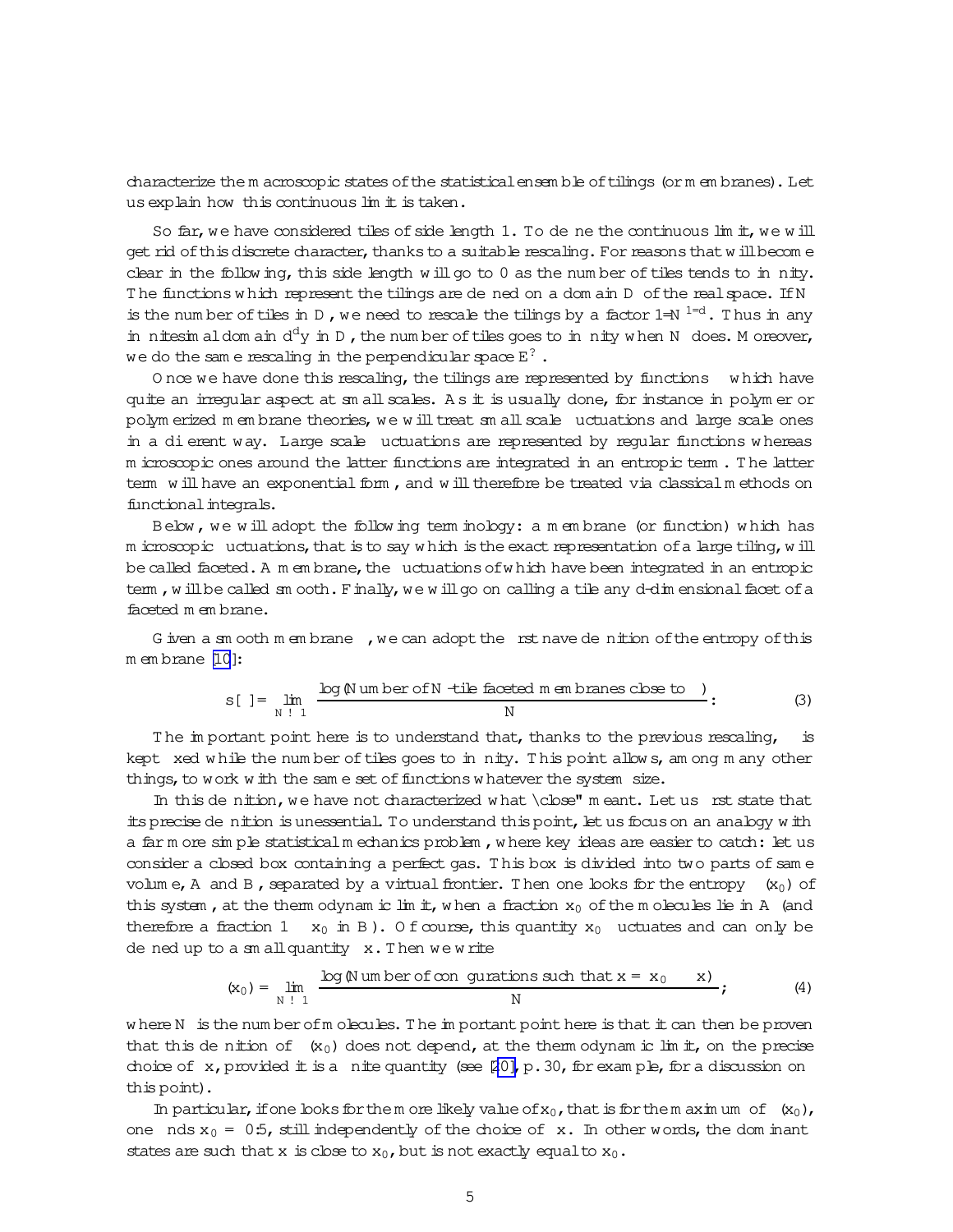characterize the macroscopic states of the statistical ensemble of tilings (or membranes). Let us explain how this continuous limit is taken.

So far, we have considered tiles of side length 1. To define the continuous limit, we will get rid of this discrete character, thanks to a suitable rescaling. For reasons that will become clear in the following, this side length will go to 0 as the number of tiles tends to infinity. The functions which represent the tilings are defined on a domain $D$ of the real space. If $N$ is the number of tiles in $D$, we need to rescale the tilings by a factor $1/N^{1/d}$. Thus in any infinitesimal domain $d^d y$ in $D$, the number of tiles goes to infinity when $N$ does. Moreover, we do the same rescaling in the perpendicular space $E^?$.

Once we have done this rescaling, the tilings are represented by functions $\phi$ which have quite an irregular aspect at small scales. As it is usually done, for instance in polymer or polymerized membrane theories, we will treat small scale fluctuations and large scale ones in a different way. Large scale fluctuations are represented by regular functions whereas microscopic ones around the latter functions are integrated in an entropic term. The latter term will have an exponential form, and will therefore be treated via classical methods on functional integrals.

Below, we will adopt the following terminology: a membrane (or function) which has microscopic fluctuations, that is to say which is the exact representation of a large tiling, will be called faceted. A membrane, the fluctuations of which have been integrated in an entropic term, will be called smooth. Finally, we will go on calling a tile any $d$-dimensional facet of a faceted membrane.

Given a smooth membrane $\phi$, we can adopt the first naive definition of the entropy of this membrane [10]:

$$s[\phi] = \lim_{N \to \infty} \frac{\log(\text{Number of } N\text{-tile faceted membranes close to } \phi)}{N}. \qquad (3)$$

The important point here is to understand that, thanks to the previous rescaling, $\phi$ is kept fixed while the number of tiles goes to infinity. This point allows, among many other things, to work with the same set of functions whatever the system size.

In this definition, we have not characterized what "close" meant. Let us first state that its precise definition is unessential. To understand this point, let us focus on an analogy with a far more simple statistical mechanics problem, where key ideas are easier to catch: let us consider a closed box containing a perfect gas. This box is divided into two parts of same volume, $A$ and $B$, separated by a virtual frontier. Then one looks for the entropy $\sigma(x_0)$ of this system, at the thermodynamic limit, when a fraction $x_0$ of the molecules lie in $A$ (and therefore a fraction $1 - x_0$ in $B$). Of course, this quantity $x_0$ fluctuates and can only be defined up to a small quantity $\delta x$. Then we write

$$\sigma(x_0) = \lim_{N \to \infty} \frac{\log(\text{Number of configurations such that } x = x_0 \pm \delta x)}{N}, \qquad (4)$$

where $N$ is the number of molecules. The important point here is that it can then be proven that this definition of $\sigma(x_0)$ does not depend, at the thermodynamic limit, on the precise choice of $\delta x$, provided it is a finite quantity (see [20], p. 30, for example, for a discussion on this point).

In particular, if one looks for the more likely value of $x_0$, that is for the maximum of $\sigma(x_0)$, one finds $x_0 = 0.5$, still independently of the choice of $\delta x$. In other words, the dominant states are such that $x$ is close to $x_0$, but is not exactly equal to $x_0$.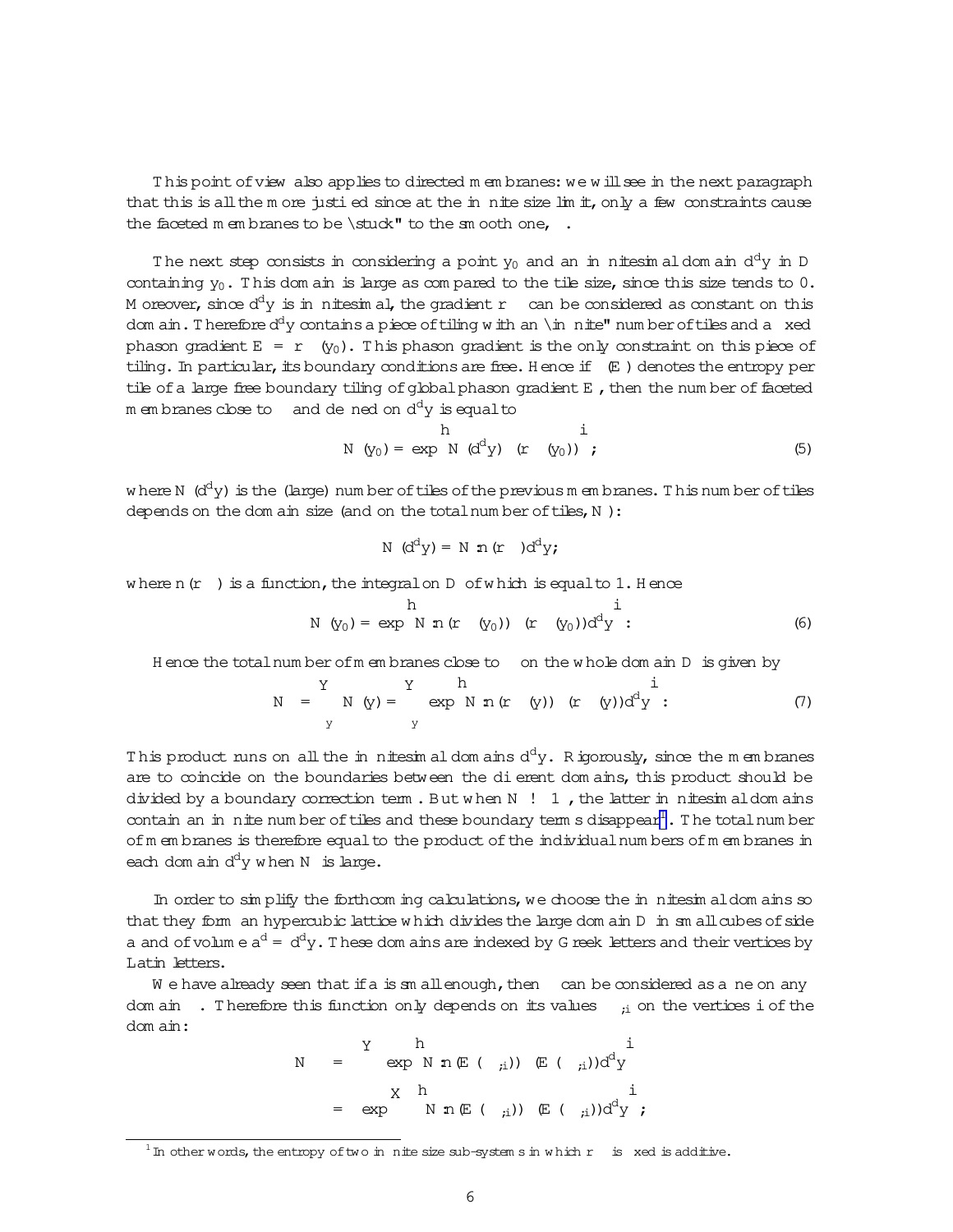This point of view also applies to directed membranes: we will see in the next paragraph that this is all the more justified since at the infinite size limit, only a few constraints cause the faceted membranes to be "stuck" to the smooth one, $\varphi$.

The next step consists in considering a point $y_0$ and an infinitesimal domain $d^d y$ in $D$ containing $y_0$. This domain is large as compared to the tile size, since this size tends to 0. Moreover, since $d^d y$ is infinitesimal, the gradient $\nabla\varphi$ can be considered as constant on this domain. Therefore $d^d y$ contains a piece of tiling with an "infinite" number of tiles and a fixed phason gradient $E = \nabla\varphi(y_0)$. This phason gradient is the only constraint on this piece of tiling. In particular, its boundary conditions are free. Hence if $\sigma(E)$ denotes the entropy per tile of a large free boundary tiling of global phason gradient $E$, then the number of faceted membranes close to $\varphi$ and defined on $d^d y$ is equal to

$$\mathcal{N}(y_0) = \exp\left[N(d^d y)\,\sigma(\nabla\varphi(y_0))\right]; \tag{5}$$

where $N(d^d y)$ is the (large) number of tiles of the previous membranes. This number of tiles depends on the domain size (and on the total number of tiles, $N$):

$$N(d^d y) = N \cdot n(\nabla\varphi)\,d^d y;$$

where $n(\nabla\varphi)$ is a function, the integral on $D$ of which is equal to 1. Hence

$$\mathcal{N}(y_0) = \exp\left[N \cdot n(\nabla\varphi(y_0))\,\sigma(\nabla\varphi(y_0))\,d^d y\right]. \tag{6}$$

Hence the total number of membranes close to $\varphi$ on the whole domain $D$ is given by

$$\mathcal{N}_\varphi = \prod_y \mathcal{N}(y) = \prod_y \exp\left[N \cdot n(\nabla\varphi(y))\,\sigma(\nabla\varphi(y))\,d^d y\right]. \tag{7}$$

This product runs on all the infinitesimal domains $d^d y$. Rigorously, since the membranes are to coincide on the boundaries between the different domains, this product should be divided by a boundary correction term. But when $N \to \infty$, the latter infinitesimal domains contain an infinite number of tiles and these boundary terms disappear[1]. The total number of membranes is therefore equal to the product of the individual numbers of membranes in each domain $d^d y$ when $N$ is large.

In order to simplify the forthcoming calculations, we choose the infinitesimal domains so that they form an hypercubic lattice which divides the large domain $D$ in small cubes of side $a$ and of volume $a^d = d^d y$. These domains are indexed by Greek letters and their vertices by Latin letters.

We have already seen that if $a$ is small enough, then $\varphi$ can be considered as affine on any domain $\alpha$. Therefore this function only depends on its values $\varphi_{\alpha,i}$ on the vertices $i$ of the domain:

$$\begin{aligned}
\mathcal{N}_\varphi &= \prod_\alpha \exp\left[N \cdot n(E(\varphi_{\alpha,i}))\,\sigma(E(\varphi_{\alpha,i}))\,d^d y\right] \\
&= \exp\sum_\alpha \left[N \cdot n(E(\varphi_{\alpha,i}))\,\sigma(E(\varphi_{\alpha,i}))\,d^d y\right];
\end{aligned}$$

[1] In other words, the entropy of two infinite size sub-systems in which $\nabla\varphi$ is fixed is additive.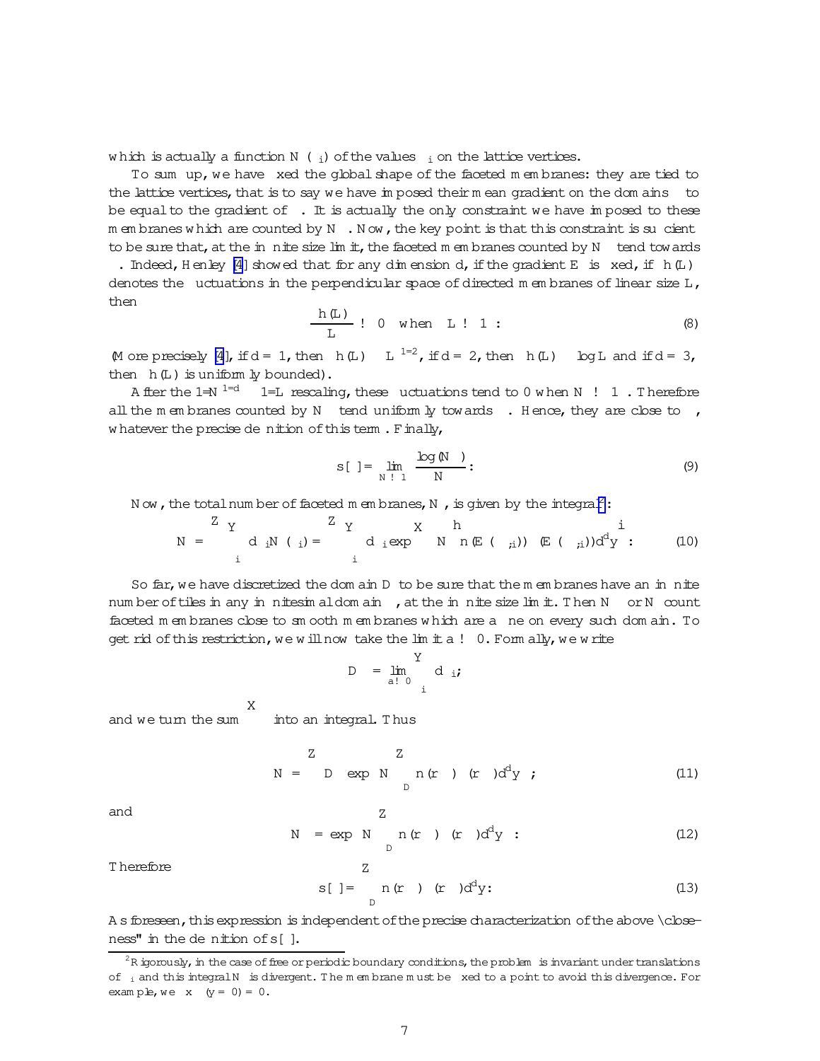which is actually a function $N_\Phi(\phi_i)$ of the values $\phi_i$ on the lattice vertices.

To sum up, we have fixed the global shape of the faceted membranes: they are tied to the lattice vertices, that is to say we have imposed their mean gradient on the domains $\Delta$ to be equal to the gradient of $\Phi$. It is actually the only constraint we have imposed to these membranes which are counted by $N_\Phi$. Now, the key point is that this constraint is sufficient to be sure that, at the infinite size limit, the faceted membranes counted by $N_\Phi$ tend towards $\Phi$. Indeed, Henley [4] showed that for any dimension $d$, if the gradient $E$ is fixed, if $\Delta h(L)$ denotes the fluctuations in the perpendicular space of directed membranes of linear size $L$, then

$$\frac{\Delta h(L)}{L} \to 0 \quad \text{when} \quad L \to \infty \, . \tag{8}$$

(More precisely [4], if $d = 1$, then $\Delta h(L) \sim L^{1/2}$, if $d = 2$, then $\Delta h(L) \sim \log L$ and if $d = 3$, then $\Delta h(L)$ is uniformly bounded).

After the $1/N^{1/d} \sim 1/L$ rescaling, these fluctuations tend to 0 when $N \to \infty$. Therefore all the membranes counted by $N_\Phi$ tend uniformly towards $\Phi$. Hence, they are close to $\Phi$, whatever the precise definition of this term. Finally,

$$s[\Phi] = \lim_{N \to \infty} \frac{\log(N_\Phi)}{N} . \tag{9}$$

Now, the total number of faceted membranes, $N$, is given by the integral[2]:

$$N = \int \prod_i d\phi_i N_\Phi(\phi_i) = \int \prod_i d\phi_i \exp\left[ N \sum_\Delta n(E(\phi_{\Delta,i})) \, \sigma(E(\phi_{\Delta,i})) d^d y \right] . \tag{10}$$

So far, we have discretized the domain $D$ to be sure that the membranes have an infinite number of tiles in any infinitesimal domain $\Delta$, at the infinite size limit. Then $N$ or $N_\Phi$ count faceted membranes close to smooth membranes which are affine on every such domain. To get rid of this restriction, we will now take the limit $a \to 0$. Formally, we write

$$D\Phi = \lim_{a \to 0} \prod_i d\phi_i ;$$

and we turn the sum $\sum_\Delta$ into an integral. Thus

$$N = \int D\Phi \, \exp\left( N \int_D n(\nabla\Phi) \, \sigma(\nabla\Phi) d^d y \right) ; \tag{11}$$

and

$$N_\Phi = \exp\left( N \int_D n(\nabla\Phi) \, \sigma(\nabla\Phi) d^d y \right) . \tag{12}$$

Therefore

$$s[\Phi] = \int_D n(\nabla\Phi) \, \sigma(\nabla\Phi) d^d y . \tag{13}$$

As foreseen, this expression is independent of the precise characterization of the above "closeness" in the definition of $s[\Phi]$.

[2] Rigorously, in the case of free or periodic boundary conditions, the problem is invariant under translations of $\phi_i$ and this integral $N$ is divergent. The membrane must be fixed to a point to avoid this divergence. For example, we fix $\Phi(y = 0) = 0$.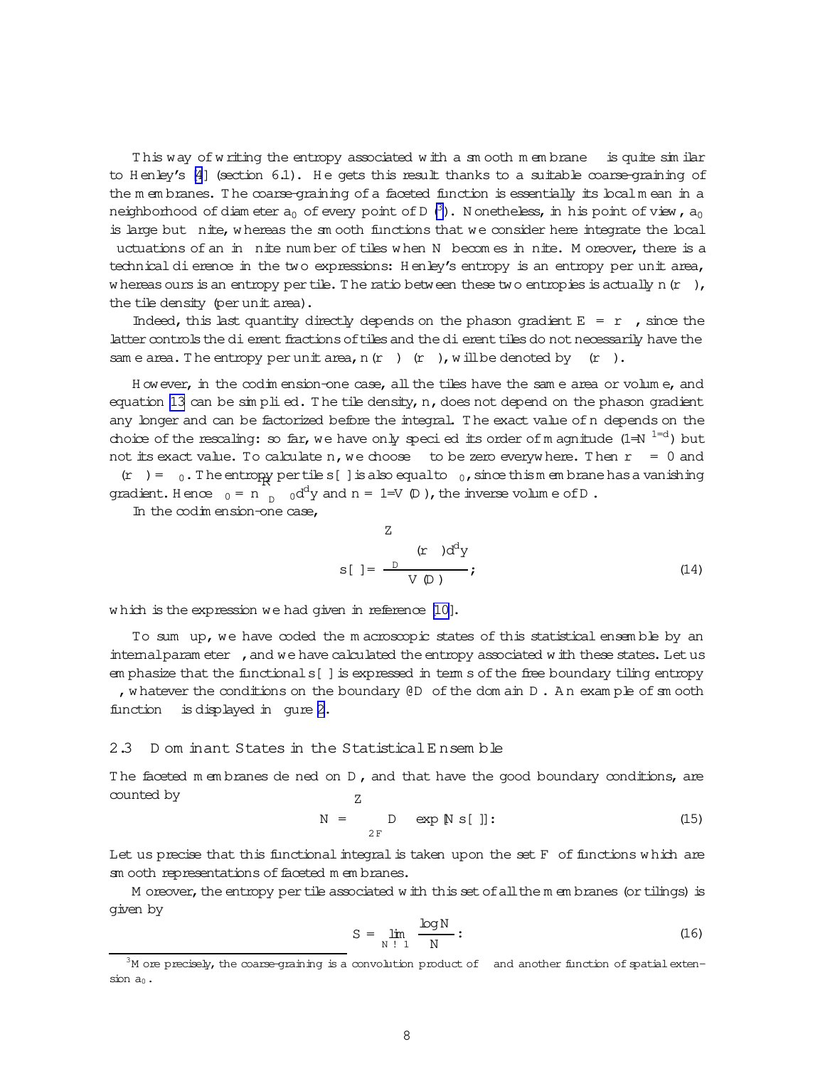This way of writing the entropy associated with a smooth membrane $\varphi$ is quite similar to Henley's [4] (section 6.1). He gets this result thanks to a suitable coarse-graining of the membranes. The coarse-graining of a faceted function is essentially its local mean in a neighborhood of diameter $a_0$ of every point of $D$ ([3]). Nonetheless, in his point of view, $a_0$ is large but finite, whereas the smooth functions that we consider here integrate the local fluctuations of an infinite number of tiles when $N$ becomes infinite. Moreover, there is a technical difference in the two expressions: Henley's entropy is an entropy per unit area, whereas ours is an entropy per tile. The ratio between these two entropies is actually $n(\nabla\varphi)$, the tile density (per unit area).

Indeed, this last quantity directly depends on the phason gradient $E = \nabla\varphi$, since the latter controls the different fractions of tiles and the different tiles do not necessarily have the same area. The entropy per unit area, $n(\nabla\varphi)\,\sigma(\nabla\varphi)$, will be denoted by $\tilde{\sigma}(\nabla\varphi)$.

However, in the codimension-one case, all the tiles have the same area or volume, and equation 13 can be simplified. The tile density, $n$, does not depend on the phason gradient any longer and can be factorized before the integral. The exact value of $n$ depends on the choice of the rescaling: so far, we have only specified its order of magnitude ($1/N^{1-d}$) but not its exact value. To calculate $n$, we choose $\varphi$ to be zero everywhere. Then $\nabla\varphi = 0$ and $\sigma(\nabla\varphi) = \sigma_0$. The entropy per tile $s[\varphi]$ is also equal to $\sigma_0$, since this membrane has a vanishing gradient. Hence $\sigma_0 = n\int_D \sigma_0 d^d y$ and $n = 1/V(D)$, the inverse volume of $D$.

In the codimension-one case,

$$s[\varphi] = \frac{\int_D \sigma(\nabla\varphi)\,d^d y}{V(D)}; \tag{14}$$

which is the expression we had given in reference [10].

To sum up, we have coded the macroscopic states of this statistical ensemble by an internal parameter $\varphi$, and we have calculated the entropy associated with these states. Let us emphasize that the functional $s[\varphi]$ is expressed in terms of the free boundary tiling entropy $\sigma$, whatever the conditions on the boundary $\partial D$ of the domain $D$. An example of smooth function $\varphi$ is displayed in figure 2.

## 2.3 Dominant States in the Statistical Ensemble

The faceted membranes defined on $D$, and that have the good boundary conditions, are counted by

$$\mathcal{N} = \int_{\varphi\in F} \mathcal{D}\varphi\, \exp[N s[\varphi]]: \tag{15}$$

Let us precise that this functional integral is taken upon the set $F$ of functions which are smooth representations of faceted membranes.

Moreover, the entropy per tile associated with this set of all the membranes (or tilings) is given by

$$S = \lim_{N\to\infty} \frac{\log\mathcal{N}}{N}: \tag{16}$$

[3] More precisely, the coarse-graining is a convolution product of $\varphi$ and another function of spatial extension $a_0$.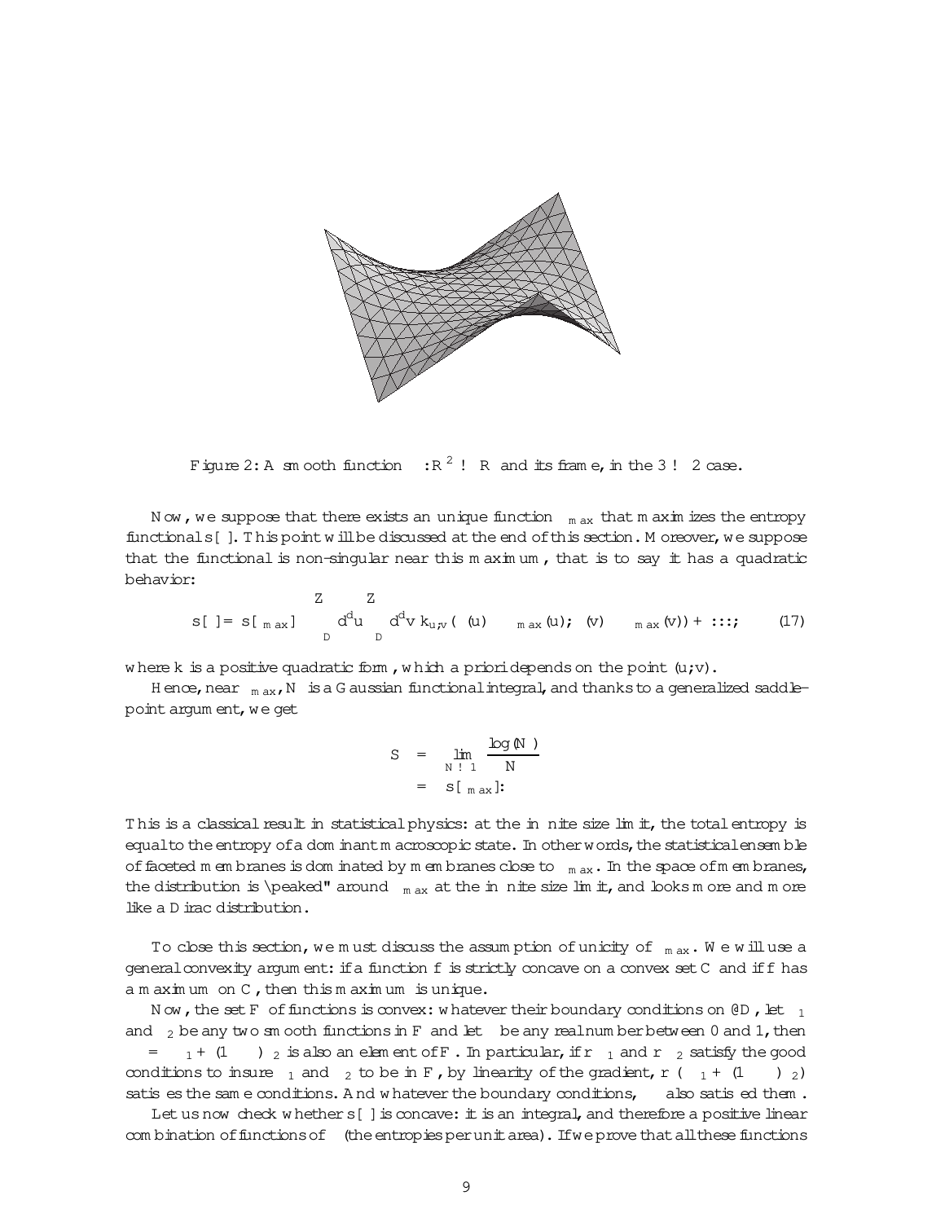Figure 2: A smooth function $\phi : \mathbb{R}^2 \to \mathbb{R}$ and its frame, in the $3 \to 2$ case.

Now, we suppose that there exists an unique function $\phi_{max}$ that maximizes the entropy functional $s[\phi]$. This point will be discussed at the end of this section. Moreover, we suppose that the functional is non-singular near this maximum, that is to say it has a quadratic behavior:

$$s[\phi] = s[\phi_{max}] - \int_D d^d u \int_D d^d v \, k_{u,v}(\phi(u) - \phi_{max}(u); \phi(v) - \phi_{max}(v)) + \ldots; \tag{17}$$

where $k$ is a positive quadratic form, which a priori depends on the point $(u, v)$.

Hence, near $\phi_{max}$, $N$ is a Gaussian functional integral, and thanks to a generalized saddle-point argument, we get

$$\begin{aligned} S &= \lim_{N \to \infty} \frac{\log(\mathcal{N})}{N} \\ &= s[\phi_{max}]. \end{aligned}$$

This is a classical result in statistical physics: at the infinite size limit, the total entropy is equal to the entropy of a dominant macroscopic state. In other words, the statistical ensemble of faceted membranes is dominated by membranes close to $\phi_{max}$. In the space of membranes, the distribution is "peaked" around $\phi_{max}$ at the infinite size limit, and looks more and more like a Dirac distribution.

To close this section, we must discuss the assumption of unicity of $\phi_{max}$. We will use a general convexity argument: if a function $f$ is strictly concave on a convex set $C$ and if $f$ has a maximum on $C$, then this maximum is unique.

Now, the set $F$ of functions is convex: whatever their boundary conditions on $\partial D$, let $\phi_1$ and $\phi_2$ be any two smooth functions in $F$ and let $\lambda$ be any real number between 0 and 1, then $\phi = \lambda\phi_1 + (1-\lambda)\phi_2$ is also an element of $F$. In particular, if $\nabla\phi_1$ and $\nabla\phi_2$ satisfy the good conditions to insure $\phi_1$ and $\phi_2$ to be in $F$, by linearity of the gradient, $\nabla(\lambda\phi_1 + (1-\lambda)\phi_2)$ satisfies the same conditions. And whatever the boundary conditions, $\phi$ also satisfied them.

Let us now check whether $s[\phi]$ is concave: it is an integral, and therefore a positive linear combination of functions of $\phi$ (the entropies per unit area). If we prove that all these functions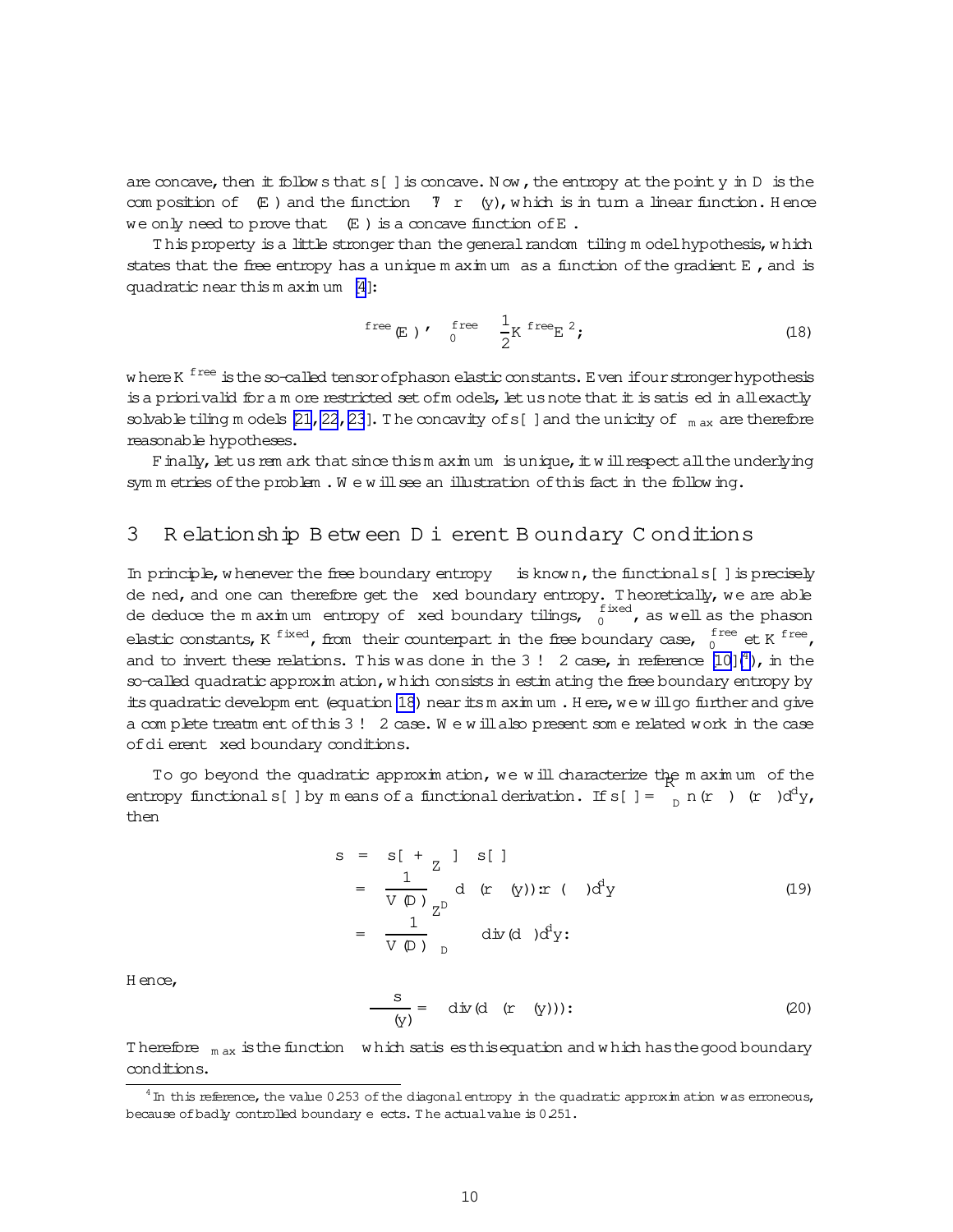are concave, then it follows that $s[\phi]$ is concave. Now, the entropy at the point $y$ in $D$ is the composition of $\sigma(E)$ and the function $\phi \mapsto \nabla\phi(y)$, which is in turn a linear function. Hence we only need to prove that $\sigma(E)$ is a concave function of $E$.

This property is a little stronger than the general random tiling model hypothesis, which states that the free entropy has a unique maximum as a function of the gradient $E$, and is quadratic near this maximum [4]:

$$
\sigma^{free}(E) \simeq \sigma_0^{free} - \frac{1}{2} K^{free} E^2, \tag{18}
$$

where $K^{free}$ is the so-called tensor of phason elastic constants. Even if our stronger hypothesis is a priori valid for a more restricted set of models, let us note that it is satisfied in all exactly solvable tiling models [21, 22, 23]. The concavity of $s[\phi]$ and the unicity of $\phi_{max}$ are therefore reasonable hypotheses.

Finally, let us remark that since this maximum is unique, it will respect all the underlying symmetries of the problem. We will see an illustration of this fact in the following.

## 3 Relationship Between Different Boundary Conditions

In principle, whenever the free boundary entropy $\sigma$ is known, the functional $s[\phi]$ is precisely defined, and one can therefore get the fixed boundary entropy. Theoretically, we are able de deduce the maximum entropy of fixed boundary tilings, $\sigma_0^{fixed}$, as well as the phason elastic constants, $K^{fixed}$, from their counterpart in the free boundary case, $\sigma_0^{free}$ et $K^{free}$, and to invert these relations. This was done in the $3 \to 2$ case, in reference [10] [4], in the so-called quadratic approximation, which consists in estimating the free boundary entropy by its quadratic development (equation 18) near its maximum. Here, we will go further and give a complete treatment of this $3 \to 2$ case. We will also present some related work in the case of different fixed boundary conditions.

To go beyond the quadratic approximation, we will characterize the maximum of the entropy functional $s[\phi]$ by means of a functional derivation. If $s[\phi] = \int_D n(\nabla\phi)\sigma(\nabla\phi) d^d y$, then

$$
\begin{aligned}
\delta s &= s[\phi + \delta_Z \phi] - s[\phi] \\
&= \frac{1}{V(D)} \int_{Z^D} d\sigma(\nabla\phi(y)) . \nabla(\delta\phi) d^d y \\
&= -\frac{1}{V(D)} \int_D \delta\phi \, \mathrm{div}(d\sigma) d^d y.
\end{aligned} \tag{19}
$$

Hence,

$$
\frac{\delta s}{\delta\phi(y)} = -\mathrm{div}(d\sigma(\nabla\phi(y))). \tag{20}
$$

Therefore $\phi_{max}$ is the function $\phi$ which satisfies this equation and which has the good boundary conditions.

[4] In this reference, the value 0.253 of the diagonal entropy in the quadratic approximation was erroneous, because of badly controlled boundary effects. The actual value is 0.251.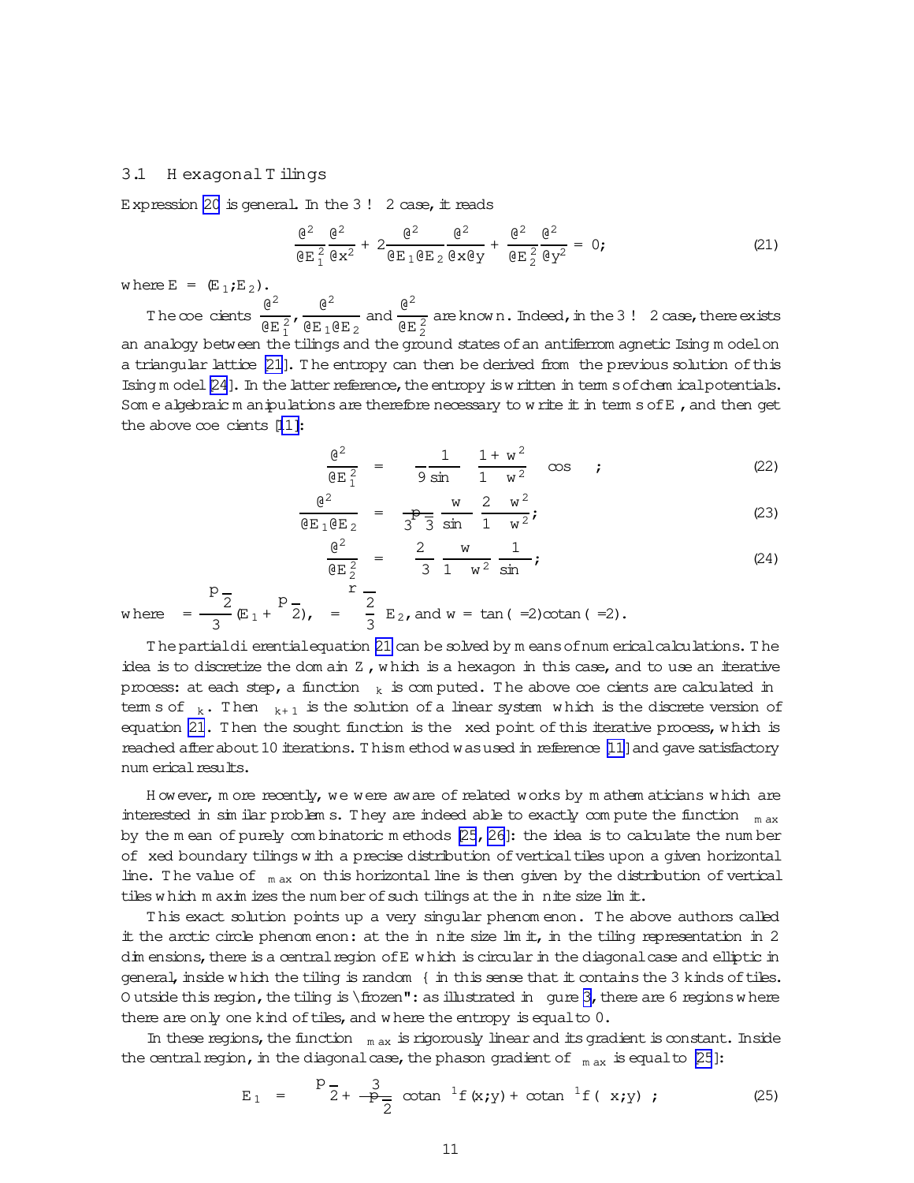### 3.1 Hexagonal Tilings

Expression [20] is general. In the $3 \to 2$ case, it reads

$$\frac{\partial^2 \sigma}{\partial E_1^2}\frac{\partial^2 \varphi}{\partial x^2} + 2\frac{\partial^2 \sigma}{\partial E_1 \partial E_2}\frac{\partial^2 \varphi}{\partial x \partial y} + \frac{\partial^2 \sigma}{\partial E_2^2}\frac{\partial^2 \varphi}{\partial y^2} = 0; \tag{21}$$

where $E = (E_1; E_2)$.

The coefficients $\frac{\partial^2 \sigma}{\partial E_1^2}$, $\frac{\partial^2 \sigma}{\partial E_1 \partial E_2}$ and $\frac{\partial^2 \sigma}{\partial E_2^2}$ are known. Indeed, in the $3 \to 2$ case, there exists an analogy between the tilings and the ground states of an antiferromagnetic Ising model on a triangular lattice [21]. The entropy can then be derived from the previous solution of this Ising model [24]. In the latter reference, the entropy is written in terms of chemical potentials. Some algebraic manipulations are therefore necessary to write it in terms of $E$, and then get the above coefficients [11]:

$$\frac{\partial^2 \sigma}{\partial E_1^2} = -\frac{1}{9 \sin \beta}\left(\frac{1+w^2}{1-w^2} - \cos \beta\right); \tag{22}$$

$$\frac{\partial^2 \sigma}{\partial E_1 \partial E_2} = -\frac{\pi}{3\sqrt{3}}\frac{w}{\sin \beta}\frac{2}{1-w^2}; \tag{23}$$

$$\frac{\partial^2 \sigma}{\partial E_2^2} = -\frac{2}{3}\frac{w}{1-w^2}\frac{1}{\sin \beta}; \tag{24}$$

where $\alpha = \frac{\sqrt{2}}{3}(E_1 + \sqrt{2})$, $\beta = \sqrt{\frac{2}{3}}\, E_2$, and $w = \tan(\alpha/2)\cot(\beta/2)$.

The partial differential equation [21] can be solved by means of numerical calculations. The idea is to discretize the domain $Z$, which is a hexagon in this case, and to use an iterative process: at each step, a function $\varphi_k$ is computed. The above coefficients are calculated in terms of $\varphi_k$. Then $\varphi_{k+1}$ is the solution of a linear system which is the discrete version of equation [21]. Then the sought function is the fixed point of this iterative process, which is reached after about 10 iterations. This method was used in reference [11] and gave satisfactory numerical results.

However, more recently, we were aware of related works by mathematicians which are interested in similar problems. They are indeed able to exactly compute the function $\varphi_{max}$ by the mean of purely combinatoric methods [25, 26]: the idea is to calculate the number of fixed boundary tilings with a precise distribution of vertical tiles upon a given horizontal line. The value of $\varphi_{max}$ on this horizontal line is then given by the distribution of vertical tiles which maximizes the number of such tilings at the infinite size limit.

This exact solution points up a very singular phenomenon. The above authors called it the arctic circle phenomenon: at the infinite size limit, in the tiling representation in 2 dimensions, there is a central region of $E$ which is circular in the diagonal case and elliptic in general, inside which the tiling is random – in this sense that it contains the 3 kinds of tiles. Outside this region, the tiling is "frozen": as illustrated in figure 3, there are 6 regions where there are only one kind of tiles, and where the entropy is equal to 0.

In these regions, the function $\varphi_{max}$ is rigorously linear and its gradient is constant. Inside the central region, in the diagonal case, the phason gradient of $\varphi_{max}$ is equal to [25]:

$$E_1 = -\sqrt{2} + \frac{3}{\pi\sqrt{2}}\left(\cot an^{-1} f(x;y) + \cot an^{-1} f(-x;y)\right); \tag{25}$$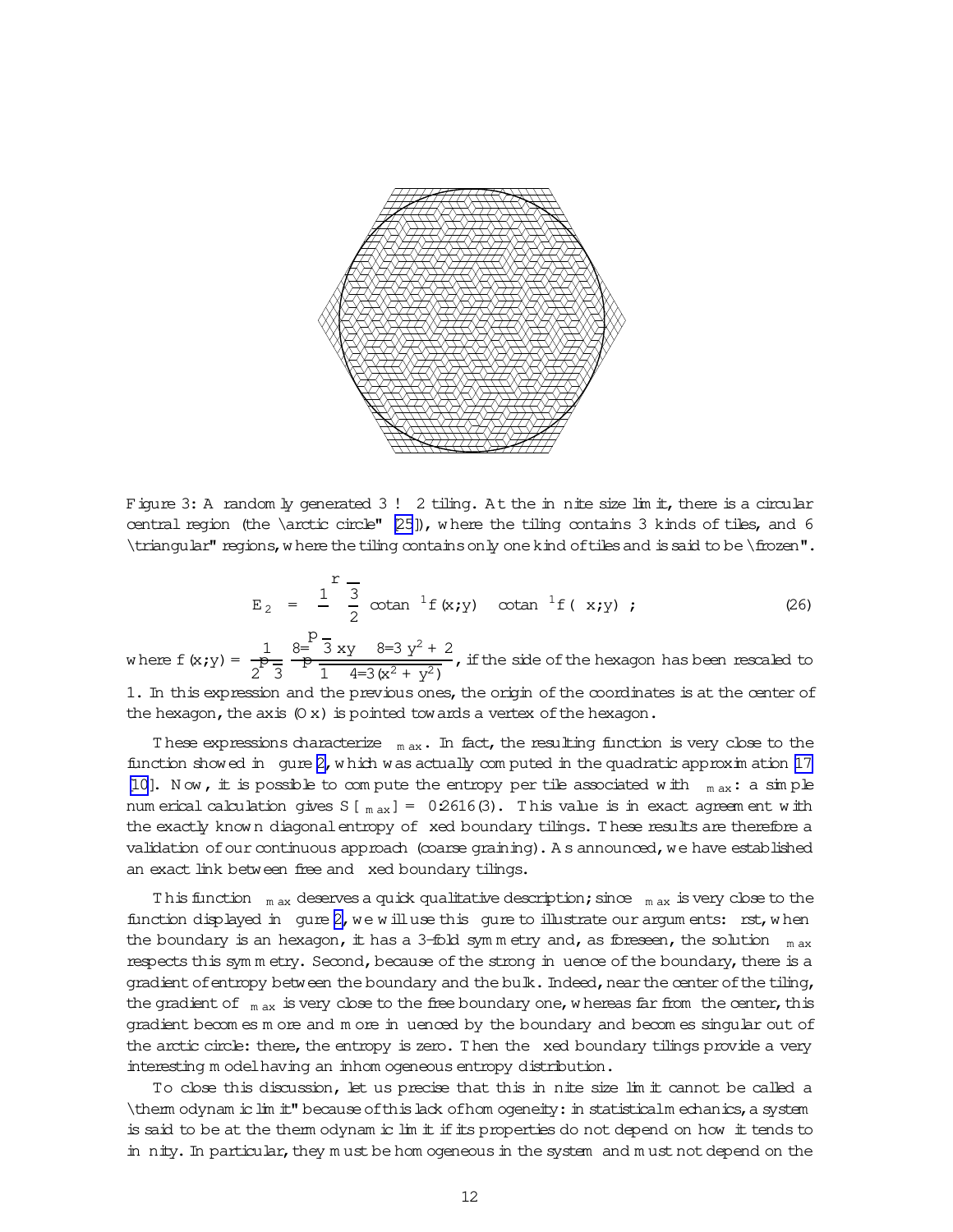Figure 3: A randomly generated $3 \to 2$ tiling. At the infinite size limit, there is a circular central region (the "arctic circle" [25]), where the tiling contains 3 kinds of tiles, and 6 "triangular" regions, where the tiling contains only one kind of tiles and is said to be "frozen".

$$E_2 = \frac{1}{\pi}\sqrt{\frac{3}{2}}\left(\operatorname{cotan}^{-1} f(x;y) - \operatorname{cotan}^{-1} f(-x;y)\right); \tag{26}$$

where $f(x;y) = \frac{1}{2\sqrt{3}}\frac{8/\sqrt{3}\,xy - 8/3\,y^2 + 2}{\sqrt{1 - 4/3(x^2+y^2)}}$, if the side of the hexagon has been rescaled to 1. In this expression and the previous ones, the origin of the coordinates is at the center of the hexagon, the axis $(Ox)$ is pointed towards a vertex of the hexagon.

These expressions characterize $\varphi_{max}$. In fact, the resulting function is very close to the function showed in figure 2, which was actually computed in the quadratic approximation [17, 10]. Now, it is possible to compute the entropy per tile associated with $\varphi_{max}$: a simple numerical calculation gives $S[\varphi_{max}] = 0.2616(3)$. This value is in exact agreement with the exactly known diagonal entropy of fixed boundary tilings. These results are therefore a validation of our continuous approach (coarse graining). As announced, we have established an exact link between free and fixed boundary tilings.

This function $\varphi_{max}$ deserves a quick qualitative description; since $\varphi_{max}$ is very close to the function displayed in figure 2, we will use this figure to illustrate our arguments: first, when the boundary is an hexagon, it has a 3-fold symmetry and, as foreseen, the solution $\varphi_{max}$ respects this symmetry. Second, because of the strong influence of the boundary, there is a gradient of entropy between the boundary and the bulk. Indeed, near the center of the tiling, the gradient of $\varphi_{max}$ is very close to the free boundary one, whereas far from the center, this gradient becomes more and more influenced by the boundary and becomes singular out of the arctic circle: there, the entropy is zero. Then the fixed boundary tilings provide a very interesting model having an inhomogeneous entropy distribution.

To close this discussion, let us precise that this infinite size limit cannot be called a "thermodynamic limit" because of this lack of homogeneity: in statistical mechanics, a system is said to be at the thermodynamic limit if its properties do not depend on how it tends to infinity. In particular, they must be homogeneous in the system and must not depend on the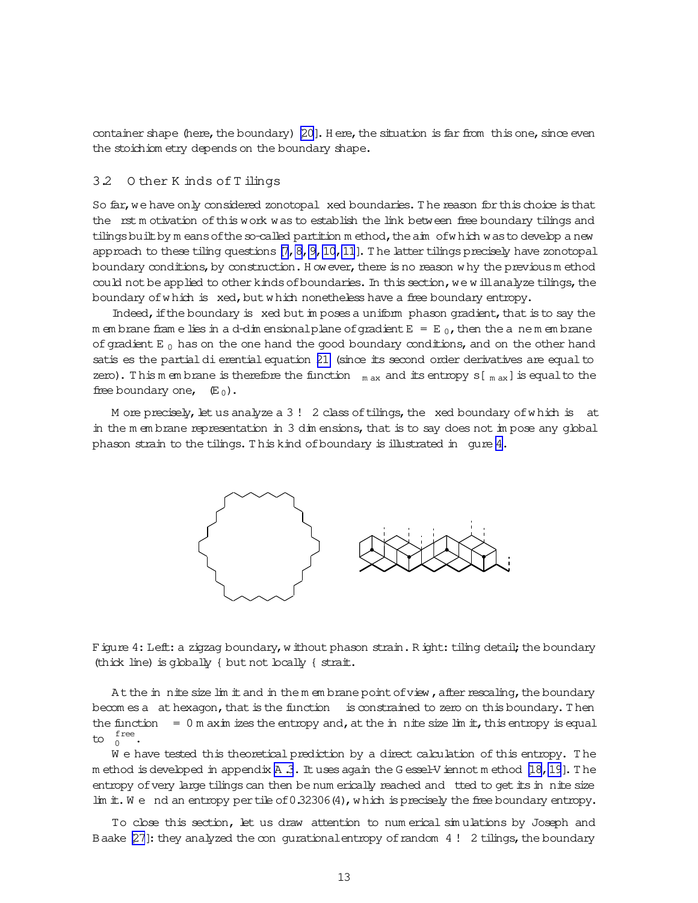container shape (here, the boundary) [20]. Here, the situation is far from this one, since even the stoichiometry depends on the boundary shape.

## 3.2 Other Kinds of Tilings

So far, we have only considered zonotopal fixed boundaries. The reason for this choice is that the first motivation of this work was to establish the link between free boundary tilings and tilings built by means of the so-called partition method, the aim of which was to develop a new approach to these tiling questions [7, 8, 9, 10, 11]. The latter tilings precisely have zonotopal boundary conditions, by construction. However, there is no reason why the previous method could not be applied to other kinds of boundaries. In this section, we will analyze tilings, the boundary of which is fixed, but which nonetheless have a free boundary entropy.

Indeed, if the boundary is fixed but imposes a uniform phason gradient, that is to say the membrane frame lies in a $d$-dimensional plane of gradient $E = E_0$, then the affine membrane of gradient $E_0$ has on the one hand the good boundary conditions, and on the other hand satisfies the partial differential equation [21] (since its second order derivatives are equal to zero). This membrane is therefore the function $\varphi_{max}$ and its entropy $s[\varphi_{max}]$ is equal to the free boundary one, $\sigma(E_0)$.

More precisely, let us analyze a $3 \to 2$ class of tilings, the fixed boundary of which is flat in the membrane representation in 3 dimensions, that is to say does not impose any global phason strain to the tilings. This kind of boundary is illustrated in figure 4.

Figure 4: Left: a zigzag boundary, without phason strain. Right: tiling detail; the boundary (thick line) is globally – but not locally – strait.

At the infinite size limit and in the membrane point of view, after rescaling, the boundary becomes a flat hexagon, that is the function $\varphi$ is constrained to zero on this boundary. Then the function $\varphi = 0$ maximizes the entropy and, at the infinite size limit, this entropy is equal to $\sigma_0^{free}$.

We have tested this theoretical prediction by a direct calculation of this entropy. The method is developed in appendix A.3. It uses again the Gessel-Viennot method [18, 19]. The entropy of very large tilings can then be numerically reached and fitted to get its infinite size limit. We find an entropy per tile of 0.32306(4), which is precisely the free boundary entropy.

To close this section, let us draw attention to numerical simulations by Joseph and Baake [27]: they analyzed the configurational entropy of random $4 \to 2$ tilings, the boundary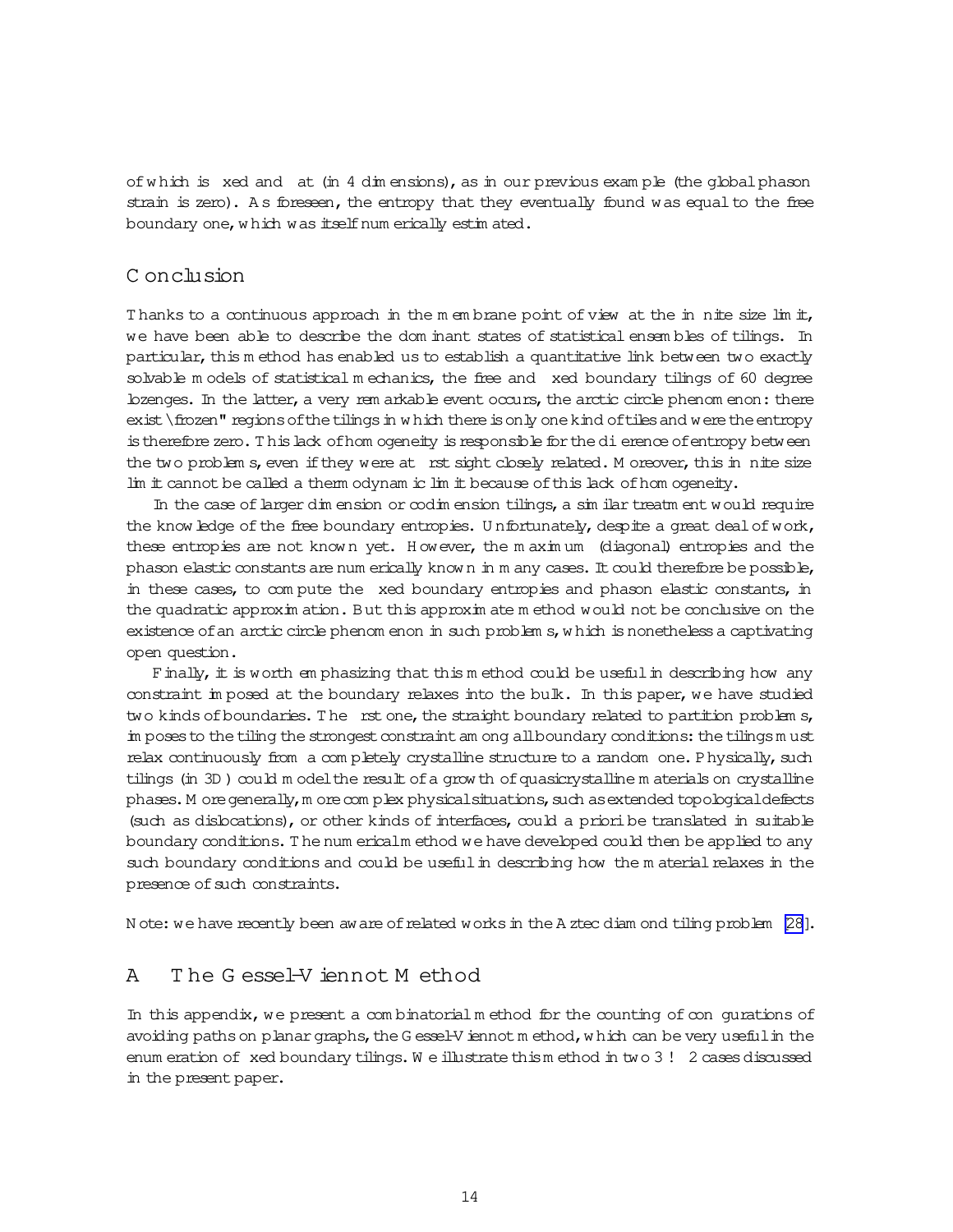of which is fixed and flat (in 4 dimensions), as in our previous example (the global phason strain is zero). As foreseen, the entropy that they eventually found was equal to the free boundary one, which was itself numerically estimated.

## Conclusion

Thanks to a continuous approach in the membrane point of view at the infinite size limit, we have been able to describe the dominant states of statistical ensembles of tilings. In particular, this method has enabled us to establish a quantitative link between two exactly solvable models of statistical mechanics, the free and fixed boundary tilings of 60 degree lozenges. In the latter, a very remarkable event occurs, the arctic circle phenomenon: there exist "frozen" regions of the tilings in which there is only one kind of tiles and were the entropy is therefore zero. This lack of homogeneity is responsible for the difference of entropy between the two problems, even if they were at first sight closely related. Moreover, this infinite size limit cannot be called a thermodynamic limit because of this lack of homogeneity.

In the case of larger dimension or codimension tilings, a similar treatment would require the knowledge of the free boundary entropies. Unfortunately, despite a great deal of work, these entropies are not known yet. However, the maximum (diagonal) entropies and the phason elastic constants are numerically known in many cases. It could therefore be possible, in these cases, to compute the fixed boundary entropies and phason elastic constants, in the quadratic approximation. But this approximate method would not be conclusive on the existence of an arctic circle phenomenon in such problems, which is nonetheless a captivating open question.

Finally, it is worth emphasizing that this method could be useful in describing how any constraint imposed at the boundary relaxes into the bulk. In this paper, we have studied two kinds of boundaries. The first one, the straight boundary related to partition problems, imposes to the tiling the strongest constraint among all boundary conditions: the tilings must relax continuously from a completely crystalline structure to a random one. Physically, such tilings (in 3D) could model the result of a growth of quasicrystalline materials on crystalline phases. More generally, more complex physical situations, such as extended topological defects (such as dislocations), or other kinds of interfaces, could a priori be translated in suitable boundary conditions. The numerical method we have developed could then be applied to any such boundary conditions and could be useful in describing how the material relaxes in the presence of such constraints.

Note: we have recently been aware of related works in the Aztec diamond tiling problem [28].

## A The Gessel-Viennot Method

In this appendix, we present a combinatorial method for the counting of configurations of avoiding paths on planar graphs, the Gessel-Viennot method, which can be very useful in the enumeration of fixed boundary tilings. We illustrate this method in two $3 \to 2$ cases discussed in the present paper.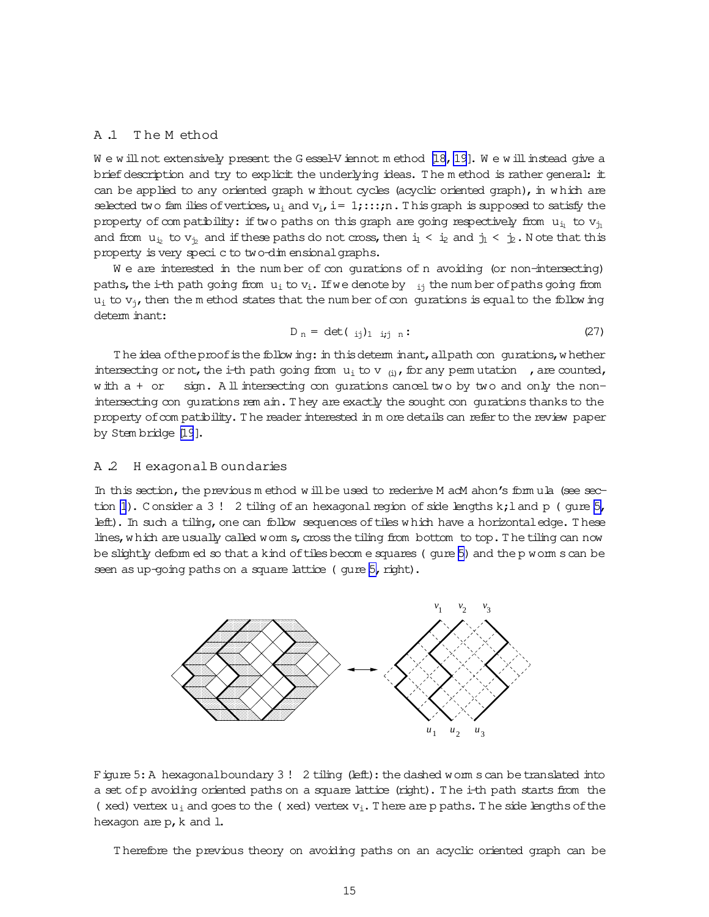### A.1 The Method

We will not extensively present the Gessel-Viennot method [18, 19]. We will instead give a brief description and try to explicit the underlying ideas. The method is rather general: it can be applied to any oriented graph without cycles (acyclic oriented graph), in which are selected two families of vertices, $u_i$ and $v_i$, $i = 1;\ldots;n$. This graph is supposed to satisfy the property of compatibility: if two paths on this graph are going respectively from $u_{i_1}$ to $v_{j_1}$ and from $u_{i_2}$ to $v_{j_2}$ and if these paths do not cross, then $i_1 < i_2$ and $j_1 < j_2$. Note that this property is very specific to two-dimensional graphs.

We are interested in the number of configurations of $n$ avoiding (or non-intersecting) paths, the $i$-th path going from $u_i$ to $v_i$. If we denote by $\alpha_{ij}$ the number of paths going from $u_i$ to $v_j$, then the method states that the number of configurations is equal to the following determinant:

$$D_n = \det(\alpha_{ij})_{1 \le i,j \le n}: \tag{27}$$

The idea of the proof is the following: in this determinant, all path configurations, whether intersecting or not, the $i$-th path going from $u_i$ to $v_{\sigma(i)}$, for any permutation $\sigma$, are counted, with a + or $-$ sign. All intersecting configurations cancel two by two and only the non-intersecting configurations remain. They are exactly the sought configurations thanks to the property of compatibility. The reader interested in more details can refer to the review paper by Stembridge [19].

### A.2 Hexagonal Boundaries

In this section, the previous method will be used to rederive MacMahon's formula (see section 1). Consider a $3 \to 2$ tiling of an hexagonal region of side lengths $k; l$ and $p$ (figure 5, left). In such a tiling, one can follow sequences of tiles which have a horizontal edge. These lines, which are usually called worms, cross the tiling from bottom to top. The tiling can now be slightly deformed so that a kind of tiles become squares (figure 5) and the $p$ worms can be seen as up-going paths on a square lattice (figure 5, right).

Figure 5: A hexagonal boundary $3 \to 2$ tiling (left): the dashed worms can be translated into a set of $p$ avoiding oriented paths on a square lattice (right). The $i$-th path starts from the (fixed) vertex $u_i$ and goes to the (fixed) vertex $v_i$. There are $p$ paths. The side lengths of the hexagon are $p$, $k$ and $l$.

Therefore the previous theory on avoiding paths on an acyclic oriented graph can be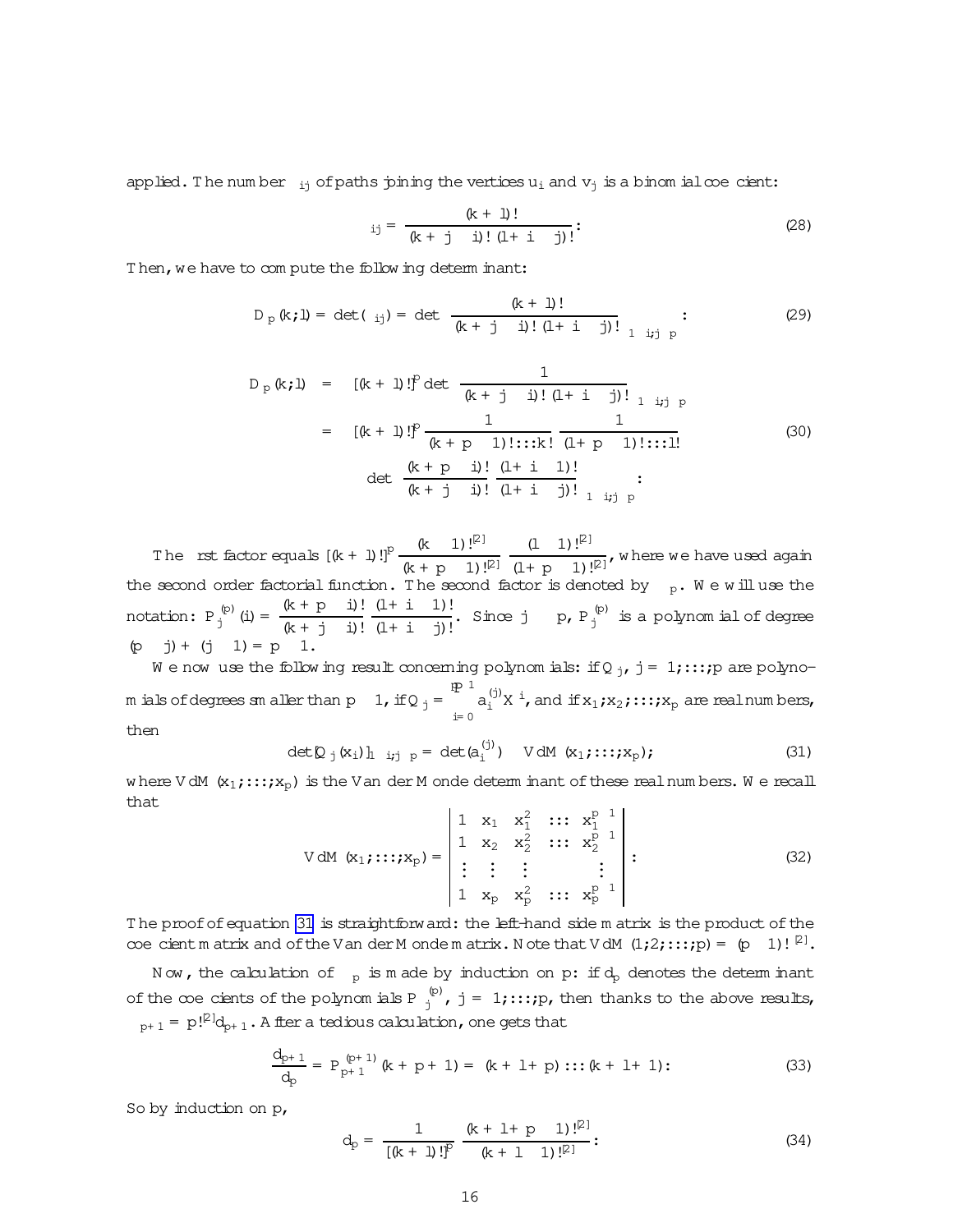applied. The number $\gamma_{ij}$ of paths joining the vertices $u_i$ and $v_j$ is a binomial coefficient:

$$\gamma_{ij} = \frac{(k+l)!}{(k+j-i)!\,(l+i-j)!}. \tag{28}$$

Then, we have to compute the following determinant:

$$D_p(k;l) = \det(\gamma_{ij}) = \det\left(\frac{(k+l)!}{(k+j-i)!\,(l+i-j)!}\right)_{1\le i,j\le p}. \tag{29}$$

$$\begin{aligned} D_p(k;l) &= [(k+l)!]^p \det\left(\frac{1}{(k+j-i)!\,(l+i-j)!}\right)_{1\le i,j\le p} \\ &= [(k+l)!]^p \frac{1}{(k+p-1)!\cdots k!}\,\frac{1}{(l+p-1)!\cdots l!} \\ &\quad \det\left(\frac{(k+p-i)!}{(k+j-i)!}\,\frac{(l+i-1)!}{(l+i-j)!}\right)_{1\le i,j\le p}. \end{aligned} \tag{30}$$

The first factor equals $[(k+l)!]^p \dfrac{(k-1)!^{[2]}}{(k+p-1)!^{[2]}}\,\dfrac{(l-1)!^{[2]}}{(l+p-1)!^{[2]}}$, where we have used again the second order factorial function. The second factor is denoted by $\Delta_p$. We will use the notation: $P_j^{(p)}(i) = \dfrac{(k+p-i)!}{(k+j-i)!}\,\dfrac{(l+i-1)!}{(l+i-j)!}$. Since $j \le p$, $P_j^{(p)}$ is a polynomial of degree $(p-j)+(j-1) = p-1$.

We now use the following result concerning polynomials: if $Q_j$, $j = 1;\ldots;p$ are polynomials of degrees smaller than $p-1$, if $Q_j = \sum_{i=0}^{p-1} a_i^{(j)} X^i$, and if $x_1;x_2;\ldots;x_p$ are real numbers, then

$$\det[Q_j(x_i)]_{1\le i,j\le p} = \det(a_i^{(j)}) \cdot VdM(x_1;\ldots;x_p); \tag{31}$$

where $VdM(x_1;\ldots;x_p)$ is the Van der Monde determinant of these real numbers. We recall that

$$VdM(x_1;\ldots;x_p) = \begin{vmatrix} 1 & x_1 & x_1^2 & \cdots & x_1^{p-1} \\ 1 & x_2 & x_2^2 & \cdots & x_2^{p-1} \\ \vdots & \vdots & \vdots & & \vdots \\ 1 & x_p & x_p^2 & \cdots & x_p^{p-1} \end{vmatrix}. \tag{32}$$

The proof of equation 31 is straightforward: the left-hand side matrix is the product of the coefficient matrix and of the Van der Monde matrix. Note that $VdM(1;2;\ldots;p) = (p-1)!^{[2]}$.

Now, the calculation of $\Delta_p$ is made by induction on $p$: if $d_p$ denotes the determinant of the coefficients of the polynomials $P_j^{(p)}$, $j = 1;\ldots;p$, then thanks to the above results, $\Delta_{p+1} = p!^{[2]} d_{p+1}$. After a tedious calculation, one gets that

$$\frac{d_{p+1}}{d_p} = P_{p+1}^{(p+1)}(k+p+1) = (k+l+p)\cdots(k+l+1). \tag{33}$$

So by induction on $p$,

$$d_p = \frac{1}{[(k+l)!]^p}\,\frac{(k+l+p-1)!^{[2]}}{(k+l-1)!^{[2]}}. \tag{34}$$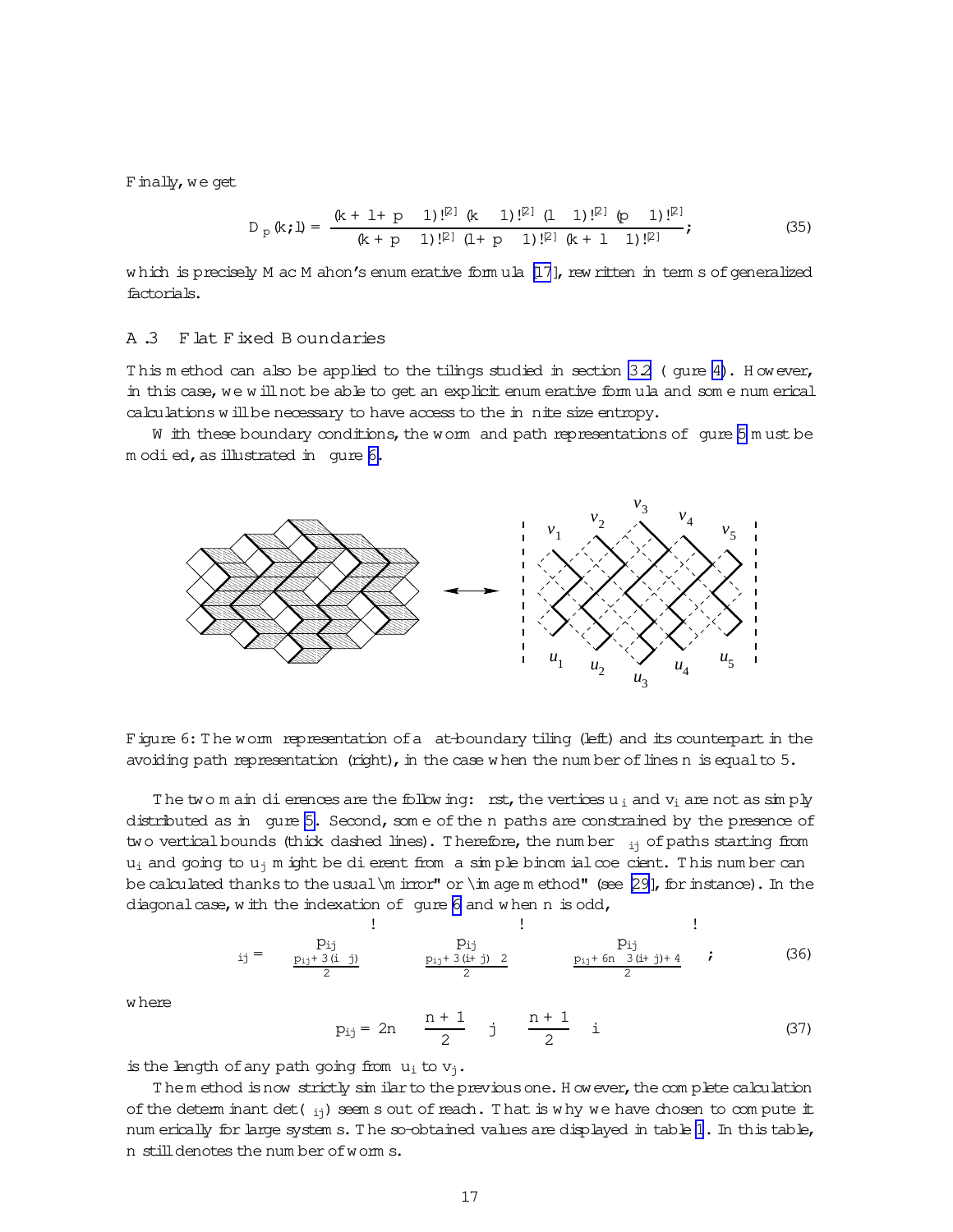Finally, we get

$$D_p(k;l) = \frac{(k+l+p-1)!^{[2]}\,(k-1)!^{[2]}\,(l-1)!^{[2]}\,(p-1)!^{[2]}}{(k+p-1)!^{[2]}\,(l+p-1)!^{[2]}\,(k+l-1)!^{[2]}}; \tag{35}$$

which is precisely MacMahon's enumerative formula [17], rewritten in terms of generalized factorials.

### A.3 Flat Fixed Boundaries

This method can also be applied to the tilings studied in section 3.2 (figure 4). However, in this case, we will not be able to get an explicit enumerative formula and some numerical calculations will be necessary to have access to the infinite size entropy.

With these boundary conditions, the worm and path representations of figure 5 must be modified, as illustrated in figure 6.

Figure 6: The worm representation of a flat-boundary tiling (left) and its counterpart in the avoiding path representation (right), in the case when the number of lines $n$ is equal to 5.

The two main differences are the following: first, the vertices $u_i$ and $v_i$ are not as simply distributed as in figure 5. Second, some of the $n$ paths are constrained by the presence of two vertical bounds (thick dashed lines). Therefore, the number $\Gamma_{ij}$ of paths starting from $u_i$ and going to $u_j$ might be different from a simple binomial coefficient. This number can be calculated thanks to the usual "mirror" or "image method" (see [29], for instance). In the diagonal case, with the indexation of figure 6 and when $n$ is odd,

$$\Gamma_{ij} = \binom{p_{ij}}{\frac{p_{ij}+3(i-j)}{2}} - \binom{p_{ij}}{\frac{p_{ij}+3(i+j)-2}{2}} - \binom{p_{ij}}{\frac{p_{ij}+6n-3(i+j)+4}{2}}; \tag{36}$$

where

$$p_{ij} = 2n - \left|\frac{n+1}{2} - j\right| - \left|\frac{n+1}{2} - i\right| \tag{37}$$

is the length of any path going from $u_i$ to $v_j$.

The method is now strictly similar to the previous one. However, the complete calculation of the determinant $\det(\Gamma_{ij})$ seems out of reach. That is why we have chosen to compute it numerically for large systems. The so-obtained values are displayed in table 1. In this table, $n$ still denotes the number of worms.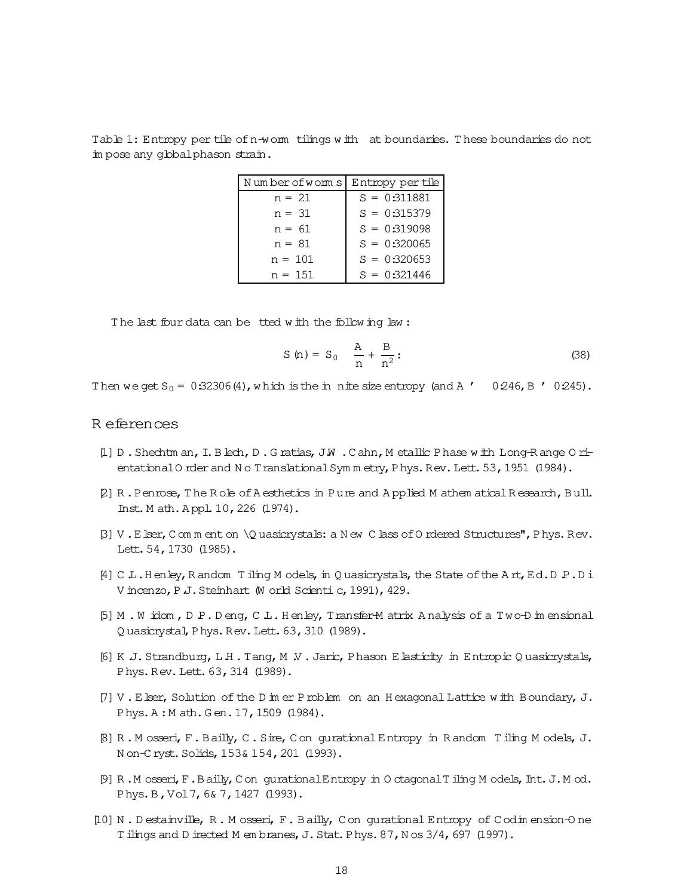Table 1: Entropy per tile of n-worm tilings with flat boundaries. These boundaries do not impose any global phason strain.

| Number of worms | Entropy per tile |
|---|---|
| $n = 21$ | $S = 0.311881$ |
| $n = 31$ | $S = 0.315379$ |
| $n = 61$ | $S = 0.319098$ |
| $n = 81$ | $S = 0.320065$ |
| $n = 101$ | $S = 0.320653$ |
| $n = 151$ | $S = 0.321446$ |

The last four data can be fitted with the following law:

$$S(n) = S_0 - \frac{A}{n} + \frac{B}{n^2}. \tag{38}$$

Then we get $S_0 = 0.32306(4)$, which is the infinite size entropy (and $A \simeq 0.246$, $B \simeq 0.245$).

# References

[1] D. Shechtman, I. Blech, D. Gratias, J.W. Cahn, Metallic Phase with Long-Range Orientational Order and No Translational Symmetry, Phys. Rev. Lett. 53, 1951 (1984).

[2] R. Penrose, The Role of Aesthetics in Pure and Applied Mathematical Research, Bull. Inst. Math. Appl. 10, 226 (1974).

[3] V. Elser, Comment on "Quasicrystals: a New Class of Ordered Structures", Phys. Rev. Lett. 54, 1730 (1985).

[4] C.L. Henley, Random Tiling Models, in Quasicrystals, the State of the Art, Ed. D.P. Di Vincenzo, P.J. Steinhart (World Scientific, 1991), 429.

[5] M. Widom, D.P. Deng, C.L. Henley, Transfer-Matrix Analysis of a Two-Dimensional Quasicrystal, Phys. Rev. Lett. 63, 310 (1989).

[6] K.J. Strandburg, L.H. Tang, M.V. Jaric, Phason Elasticity in Entropic Quasicrystals, Phys. Rev. Lett. 63, 314 (1989).

[7] V. Elser, Solution of the Dimer Problem on an Hexagonal Lattice with Boundary, J. Phys. A: Math. Gen. 17, 1509 (1984).

[8] R. Mosseri, F. Bailly, C. Sire, Configurational Entropy in Random Tiling Models, J. Non-Cryst. Solids, 153& 154, 201 (1993).

[9] R. Mosseri, F. Bailly, Configurational Entropy in Octagonal Tiling Models, Int. J. Mod. Phys. B, Vol 7, 6& 7, 1427 (1993).

[10] N. Destainville, R. Mosseri, F. Bailly, Configurational Entropy of Codimension-One Tilings and Directed Membranes, J. Stat. Phys. 87, Nos 3/4, 697 (1997).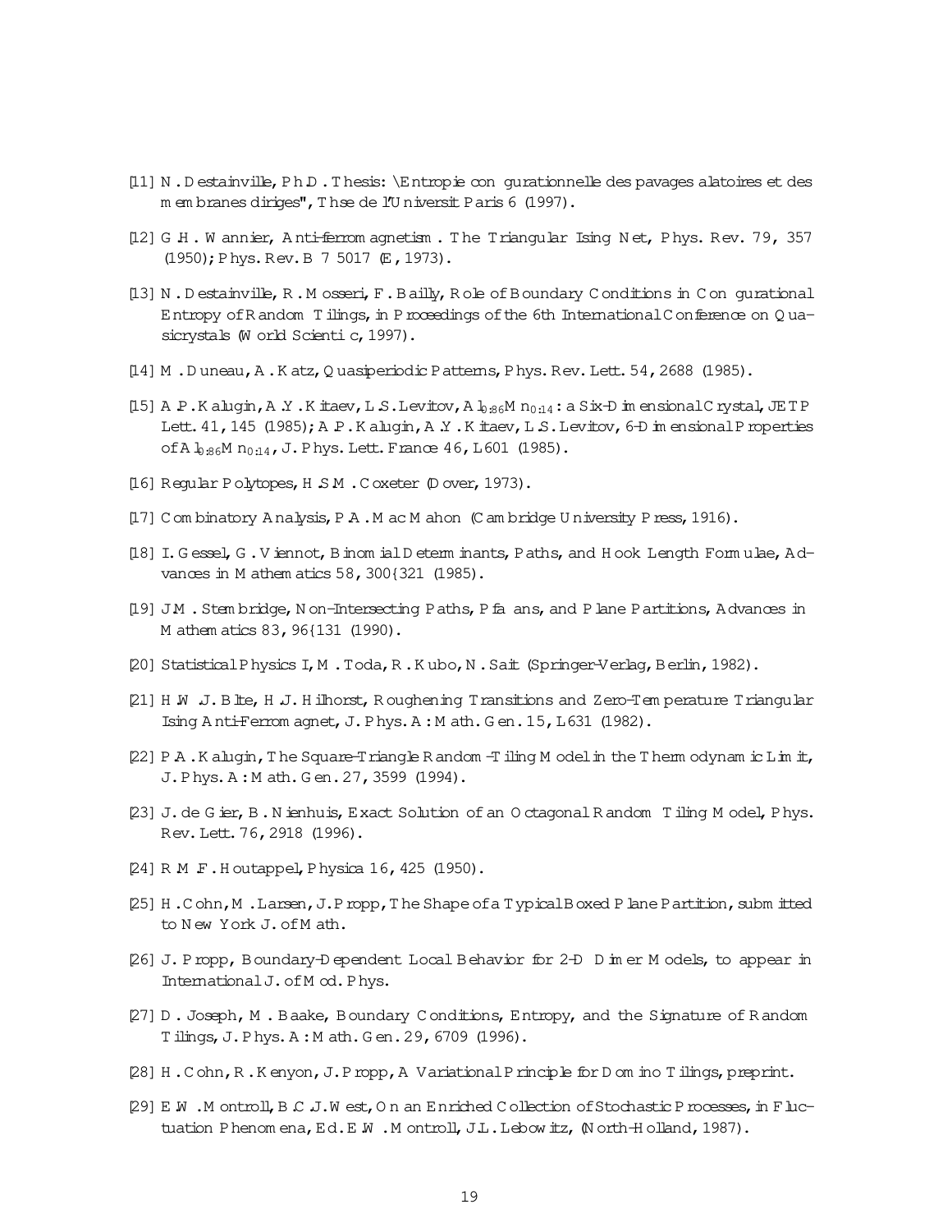[11] N. Destainville, Ph.D. Thesis: "Entropie configurationnelle des pavages aléatoires et des membranes dirigés", Thèse de l'Université Paris 6 (1997).

[12] G.H. Wannier, Anti-ferromagnetism. The Triangular Ising Net, Phys. Rev. 79, 357 (1950); Phys. Rev. B 7 5017 (E, 1973).

[13] N. Destainville, R. Mosseri, F. Bailly, Role of Boundary Conditions in Configurational Entropy of Random Tilings, in Proceedings of the 6th International Conference on Quasicrystals (World Scientific, 1997).

[14] M. Duneau, A. Katz, Quasiperiodic Patterns, Phys. Rev. Lett. 54, 2688 (1985).

[15] A.P. Kalugin, A.Y. Kitaev, L.S. Levitov, $Al_{0.86}Mn_{0.14}$: a Six-Dimensional Crystal, JETP Lett. 41, 145 (1985); A.P. Kalugin, A.Y. Kitaev, L.S. Levitov, 6-Dimensional Properties of $Al_{0.86}Mn_{0.14}$, J. Phys. Lett. France 46, L601 (1985).

[16] Regular Polytopes, H.S.M. Coxeter (Dover, 1973).

[17] Combinatory Analysis, P.A. MacMahon (Cambridge University Press, 1916).

[18] I. Gessel, G. Viennot, Binomial Determinants, Paths, and Hook Length Formulae, Advances in Mathematics 58, 300–321 (1985).

[19] J.M. Stembridge, Non-Intersecting Paths, Pfaffians, and Plane Partitions, Advances in Mathematics 83, 96–131 (1990).

[20] Statistical Physics I, M. Toda, R. Kubo, N. Saitô (Springer-Verlag, Berlin, 1982).

[21] H.W.J. Blöte, H.J. Hilhorst, Roughening Transitions and Zero-Temperature Triangular Ising Anti-Ferromagnet, J. Phys. A: Math. Gen. 15, L631 (1982).

[22] P.A. Kalugin, The Square-Triangle Random-Tiling Model in the Thermodynamic Limit, J. Phys. A: Math. Gen. 27, 3599 (1994).

[23] J. de Gier, B. Nienhuis, Exact Solution of an Octagonal Random Tiling Model, Phys. Rev. Lett. 76, 2918 (1996).

[24] R.M.F. Houtappel, Physica 16, 425 (1950).

[25] H. Cohn, M. Larsen, J. Propp, The Shape of a Typical Boxed Plane Partition, submitted to New York J. of Math.

[26] J. Propp, Boundary-Dependent Local Behavior for 2-D Dimer Models, to appear in International J. of Mod. Phys.

[27] D. Joseph, M. Baake, Boundary Conditions, Entropy, and the Signature of Random Tilings, J. Phys. A: Math. Gen. 29, 6709 (1996).

[28] H. Cohn, R. Kenyon, J. Propp, A Variational Principle for Domino Tilings, preprint.

[29] E.W. Montroll, B.C.J. West, On an Enriched Collection of Stochastic Processes, in Fluctuation Phenomena, Ed. E.W. Montroll, J.L. Lebowitz, (North-Holland, 1987).